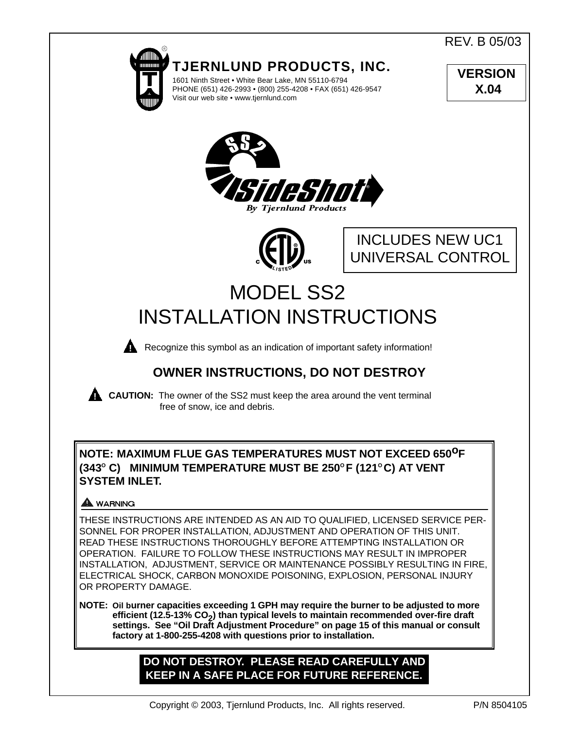REV. B 05/03

**TJERNLUND PRODUCTS, INC.**
1601 Ninth Street • White Bear Lake, MN 55110-6794
PHONE (651) 426-2993 • (800) 255-4208 • FAX (651) 426-9547
Visit our web site • www.tjernlund.com

**VERSION X.04**

SS2 SideShot® By Tjernlund Products

INCLUDES NEW UC1 UNIVERSAL CONTROL

# MODEL SS2 INSTALLATION INSTRUCTIONS

⚠ Recognize this symbol as an indication of important safety information!

## OWNER INSTRUCTIONS, DO NOT DESTROY

⚠ **CAUTION:** The owner of the SS2 must keep the area around the vent terminal free of snow, ice and debris.

**NOTE: MAXIMUM FLUE GAS TEMPERATURES MUST NOT EXCEED 650°F (343° C) MINIMUM TEMPERATURE MUST BE 250°F (121°C) AT VENT SYSTEM INLET.**

⚠ **WARNING**

THESE INSTRUCTIONS ARE INTENDED AS AN AID TO QUALIFIED, LICENSED SERVICE PERSONNEL FOR PROPER INSTALLATION, ADJUSTMENT AND OPERATION OF THIS UNIT. READ THESE INSTRUCTIONS THOROUGHLY BEFORE ATTEMPTING INSTALLATION OR OPERATION. FAILURE TO FOLLOW THESE INSTRUCTIONS MAY RESULT IN IMPROPER INSTALLATION, ADJUSTMENT, SERVICE OR MAINTENANCE POSSIBLY RESULTING IN FIRE, ELECTRICAL SHOCK, CARBON MONOXIDE POISONING, EXPLOSION, PERSONAL INJURY OR PROPERTY DAMAGE.

**NOTE: Oil burner capacities exceeding 1 GPH may require the burner to be adjusted to more efficient (12.5-13% $CO_2$) than typical levels to maintain recommended over-fire draft settings. See "Oil Draft Adjustment Procedure" on page 15 of this manual or consult factory at 1-800-255-4208 with questions prior to installation.**

**DO NOT DESTROY. PLEASE READ CAREFULLY AND KEEP IN A SAFE PLACE FOR FUTURE REFERENCE.**

Copyright © 2003, Tjernlund Products, Inc. All rights reserved. P/N 8504105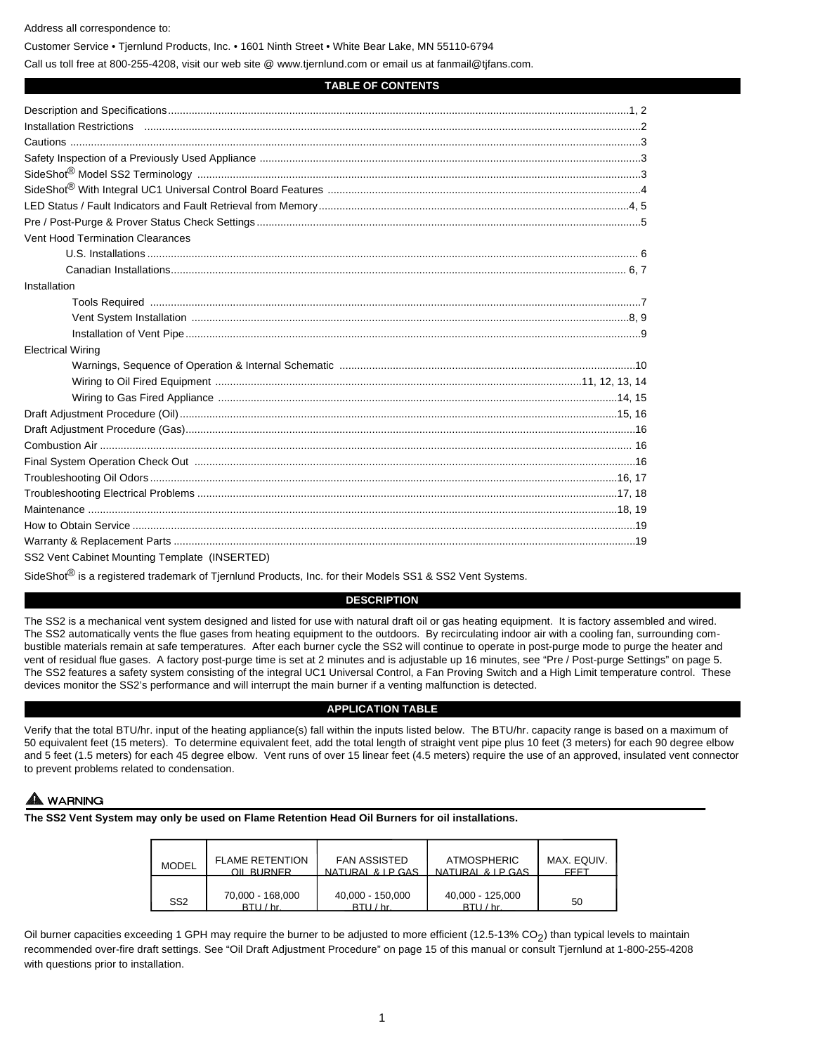Address all correspondence to:

Customer Service • Tjernlund Products, Inc. • 1601 Ninth Street • White Bear Lake, MN 55110-6794

Call us toll free at 800-255-4208, visit our web site @ www.tjernlund.com or email us at fanmail@tjfans.com.

## TABLE OF CONTENTS

Description and Specifications....1, 2
Installation Restrictions....2
Cautions....3
Safety Inspection of a Previously Used Appliance....3
SideShot® Model SS2 Terminology....3
SideShot® With Integral UC1 Universal Control Board Features....4
LED Status / Fault Indicators and Fault Retrieval from Memory....4, 5
Pre / Post-Purge & Prover Status Check Settings....5
Vent Hood Termination Clearances
- U.S. Installations....6
- Canadian Installations....6, 7

Installation
- Tools Required....7
- Vent System Installation....8, 9
- Installation of Vent Pipe....9

Electrical Wiring
- Warnings, Sequence of Operation & Internal Schematic....10
- Wiring to Oil Fired Equipment....11, 12, 13, 14
- Wiring to Gas Fired Appliance....14, 15

Draft Adjustment Procedure (Oil)....15, 16
Draft Adjustment Procedure (Gas)....16
Combustion Air....16
Final System Operation Check Out....16
Troubleshooting Oil Odors....16, 17
Troubleshooting Electrical Problems....17, 18
Maintenance....18, 19
How to Obtain Service....19
Warranty & Replacement Parts....19
SS2 Vent Cabinet Mounting Template (INSERTED)

SideShot® is a registered trademark of Tjernlund Products, Inc. for their Models SS1 & SS2 Vent Systems.

## DESCRIPTION

The SS2 is a mechanical vent system designed and listed for use with natural draft oil or gas heating equipment. It is factory assembled and wired. The SS2 automatically vents the flue gases from heating equipment to the outdoors. By recirculating indoor air with a cooling fan, surrounding combustible materials remain at safe temperatures. After each burner cycle the SS2 will continue to operate in post-purge mode to purge the heater and vent of residual flue gases. A factory post-purge time is set at 2 minutes and is adjustable up 16 minutes, see "Pre / Post-purge Settings" on page 5. The SS2 features a safety system consisting of the integral UC1 Universal Control, a Fan Proving Switch and a High Limit temperature control. These devices monitor the SS2's performance and will interrupt the main burner if a venting malfunction is detected.

## APPLICATION TABLE

Verify that the total BTU/hr. input of the heating appliance(s) fall within the inputs listed below. The BTU/hr. capacity range is based on a maximum of 50 equivalent feet (15 meters). To determine equivalent feet, add the total length of straight vent pipe plus 10 feet (3 meters) for each 90 degree elbow and 5 feet (1.5 meters) for each 45 degree elbow. Vent runs of over 15 linear feet (4.5 meters) require the use of an approved, insulated vent connector to prevent problems related to condensation.

**⚠ WARNING**

**The SS2 Vent System may only be used on Flame Retention Head Oil Burners for oil installations.**

| MODEL | FLAME RETENTION OIL BURNER | FAN ASSISTED NATURAL & LP GAS | ATMOSPHERIC NATURAL & LP GAS | MAX. EQUIV. FEET |
|---|---|---|---|---|
| SS2 | 70,000 - 168,000 BTU / hr. | 40,000 - 150,000 BTU / hr. | 40,000 - 125,000 BTU / hr. | 50 |

Oil burner capacities exceeding 1 GPH may require the burner to be adjusted to more efficient (12.5-13% $CO_2$) than typical levels to maintain recommended over-fire draft settings. See "Oil Draft Adjustment Procedure" on page 15 of this manual or consult Tjernlund at 1-800-255-4208 with questions prior to installation.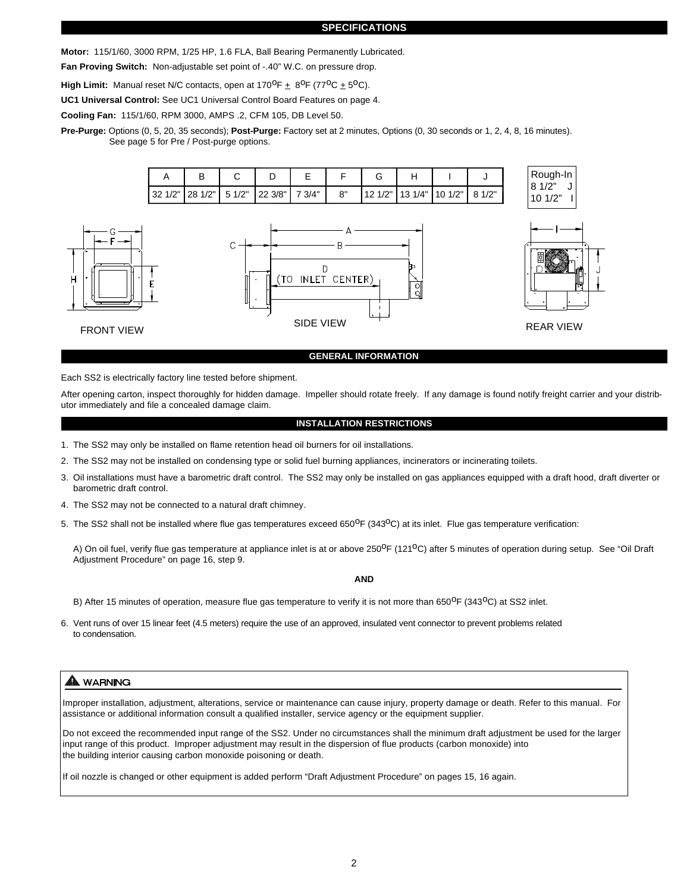## SPECIFICATIONS

**Motor:** 115/1/60, 3000 RPM, 1/25 HP, 1.6 FLA, Ball Bearing Permanently Lubricated.

**Fan Proving Switch:** Non-adjustable set point of -.40" W.C. on pressure drop.

**High Limit:** Manual reset N/C contacts, open at 170$^oF \pm 8^oF$ (77$^oC \pm 5^oC$).

**UC1 Universal Control:** See UC1 Universal Control Board Features on page 4.

**Cooling Fan:** 115/1/60, RPM 3000, AMPS .2, CFM 105, DB Level 50.

**Pre-Purge:** Options (0, 5, 20, 35 seconds); **Post-Purge:** Factory set at 2 minutes, Options (0, 30 seconds or 1, 2, 4, 8, 16 minutes). See page 5 for Pre / Post-purge options.

| A | B | C | D | E | F | G | H | I | J |
|---|---|---|---|---|---|---|---|---|---|
| 32 1/2" | 28 1/2" | 5 1/2" | 22 3/8" | 7 3/4" | 8" | 12 1/2" | 13 1/4" | 10 1/2" | 8 1/2" |

| Rough-In | |
|---|---|
| 8 1/2" | J |
| 10 1/2" | I |

FRONT VIEW　　SIDE VIEW　　REAR VIEW

D (TO INLET CENTER)

## GENERAL INFORMATION

Each SS2 is electrically factory line tested before shipment.

After opening carton, inspect thoroughly for hidden damage. Impeller should rotate freely. If any damage is found notify freight carrier and your distributor immediately and file a concealed damage claim.

## INSTALLATION RESTRICTIONS

1. The SS2 may only be installed on flame retention head oil burners for oil installations.
2. The SS2 may not be installed on condensing type or solid fuel burning appliances, incinerators or incinerating toilets.
3. Oil installations must have a barometric draft control. The SS2 may only be installed on gas appliances equipped with a draft hood, draft diverter or barometric draft control.
4. The SS2 may not be connected to a natural draft chimney.
5. The SS2 shall not be installed where flue gas temperatures exceed 650$^oF$ (343$^oC$) at its inlet. Flue gas temperature verification:

   A) On oil fuel, verify flue gas temperature at appliance inlet is at or above 250$^oF$ (121$^oC$) after 5 minutes of operation during setup. See "Oil Draft Adjustment Procedure" on page 16, step 9.

   **AND**

   B) After 15 minutes of operation, measure flue gas temperature to verify it is not more than 650$^oF$ (343$^oC$) at SS2 inlet.

6. Vent runs of over 15 linear feet (4.5 meters) require the use of an approved, insulated vent connector to prevent problems related to condensation.

**⚠ WARNING**

Improper installation, adjustment, alterations, service or maintenance can cause injury, property damage or death. Refer to this manual. For assistance or additional information consult a qualified installer, service agency or the equipment supplier.

Do not exceed the recommended input range of the SS2. Under no circumstances shall the minimum draft adjustment be used for the larger input range of this product. Improper adjustment may result in the dispersion of flue products (carbon monoxide) into the building interior causing carbon monoxide poisoning or death.

If oil nozzle is changed or other equipment is added perform "Draft Adjustment Procedure" on pages 15, 16 again.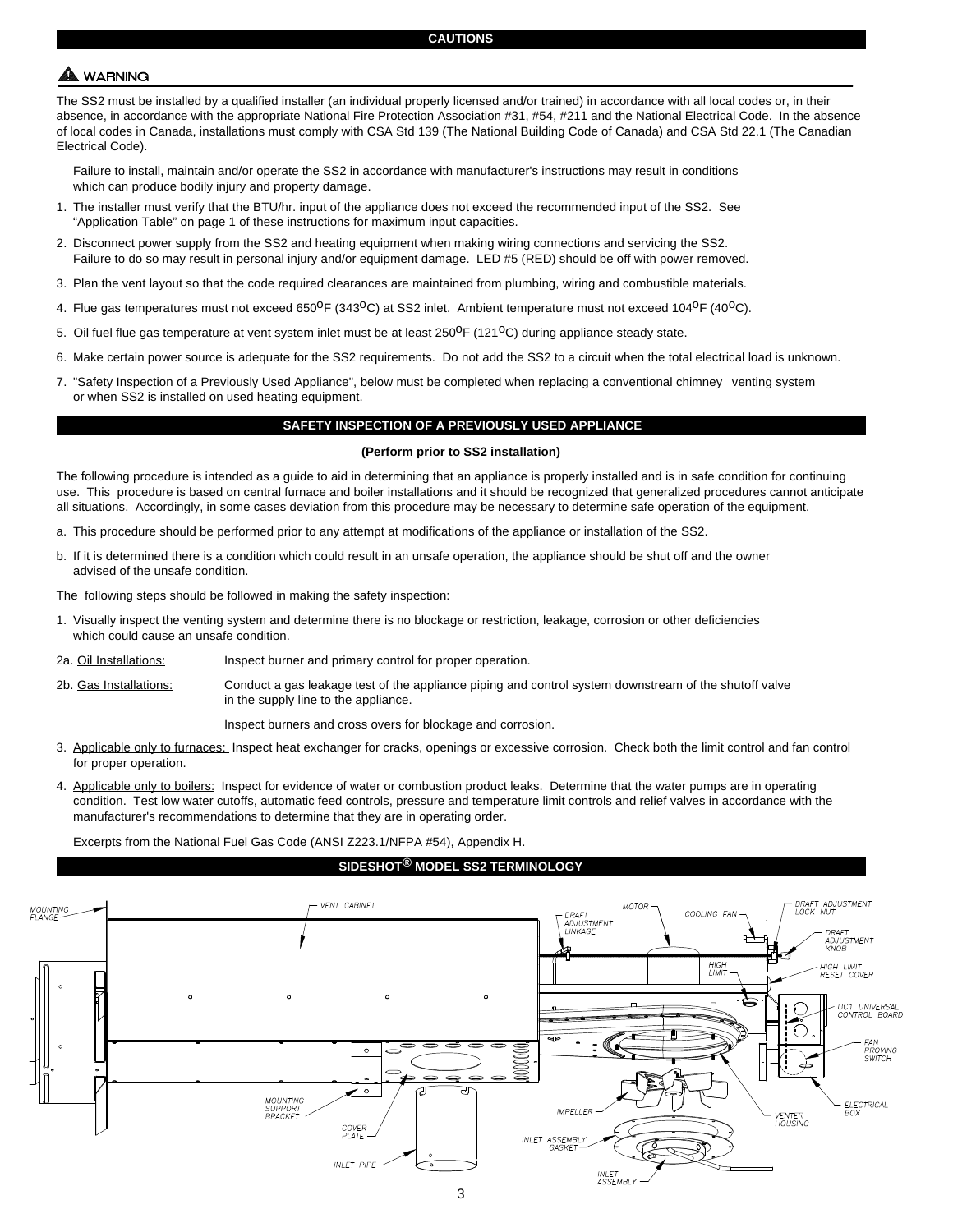## CAUTIONS

**⚠ WARNING**

The SS2 must be installed by a qualified installer (an individual properly licensed and/or trained) in accordance with all local codes or, in their absence, in accordance with the appropriate National Fire Protection Association #31, #54, #211 and the National Electrical Code. In the absence of local codes in Canada, installations must comply with CSA Std 139 (The National Building Code of Canada) and CSA Std 22.1 (The Canadian Electrical Code).

Failure to install, maintain and/or operate the SS2 in accordance with manufacturer's instructions may result in conditions which can produce bodily injury and property damage.

1. The installer must verify that the BTU/hr. input of the appliance does not exceed the recommended input of the SS2. See "Application Table" on page 1 of these instructions for maximum input capacities.
2. Disconnect power supply from the SS2 and heating equipment when making wiring connections and servicing the SS2. Failure to do so may result in personal injury and/or equipment damage. LED #5 (RED) should be off with power removed.
3. Plan the vent layout so that the code required clearances are maintained from plumbing, wiring and combustible materials.
4. Flue gas temperatures must not exceed 650°F (343°C) at SS2 inlet. Ambient temperature must not exceed 104°F (40°C).
5. Oil fuel flue gas temperature at vent system inlet must be at least 250°F (121°C) during appliance steady state.
6. Make certain power source is adequate for the SS2 requirements. Do not add the SS2 to a circuit when the total electrical load is unknown.
7. "Safety Inspection of a Previously Used Appliance", below must be completed when replacing a conventional chimney venting system or when SS2 is installed on used heating equipment.

## SAFETY INSPECTION OF A PREVIOUSLY USED APPLIANCE

**(Perform prior to SS2 installation)**

The following procedure is intended as a guide to aid in determining that an appliance is properly installed and is in safe condition for continuing use. This procedure is based on central furnace and boiler installations and it should be recognized that generalized procedures cannot anticipate all situations. Accordingly, in some cases deviation from this procedure may be necessary to determine safe operation of the equipment.

a. This procedure should be performed prior to any attempt at modifications of the appliance or installation of the SS2.

b. If it is determined there is a condition which could result in an unsafe operation, the appliance should be shut off and the owner advised of the unsafe condition.

The following steps should be followed in making the safety inspection:

1. Visually inspect the venting system and determine there is no blockage or restriction, leakage, corrosion or other deficiencies which could cause an unsafe condition.

2a. Oil Installations: Inspect burner and primary control for proper operation.

2b. Gas Installations: Conduct a gas leakage test of the appliance piping and control system downstream of the shutoff valve in the supply line to the appliance.

Inspect burners and cross overs for blockage and corrosion.

3. Applicable only to furnaces: Inspect heat exchanger for cracks, openings or excessive corrosion. Check both the limit control and fan control for proper operation.
4. Applicable only to boilers: Inspect for evidence of water or combustion product leaks. Determine that the water pumps are in operating condition. Test low water cutoffs, automatic feed controls, pressure and temperature limit controls and relief valves in accordance with the manufacturer's recommendations to determine that they are in operating order.

Excerpts from the National Fuel Gas Code (ANSI Z223.1/NFPA #54), Appendix H.

## SIDESHOT® MODEL SS2 TERMINOLOGY

MOUNTING FLANGE, VENT CABINET, DRAFT ADJUSTMENT LINKAGE, MOTOR, COOLING FAN, DRAFT ADJUSTMENT LOCK NUT, DRAFT ADJUSTMENT KNOB, HIGH LIMIT, HIGH LIMIT RESET COVER, UC1 UNIVERSAL CONTROL BOARD, FAN PROVING SWITCH, ELECTRICAL BOX, VENTER HOUSING, IMPELLER, INLET ASSEMBLY GASKET, INLET ASSEMBLY, INLET PIPE, COVER PLATE, MOUNTING SUPPORT BRACKET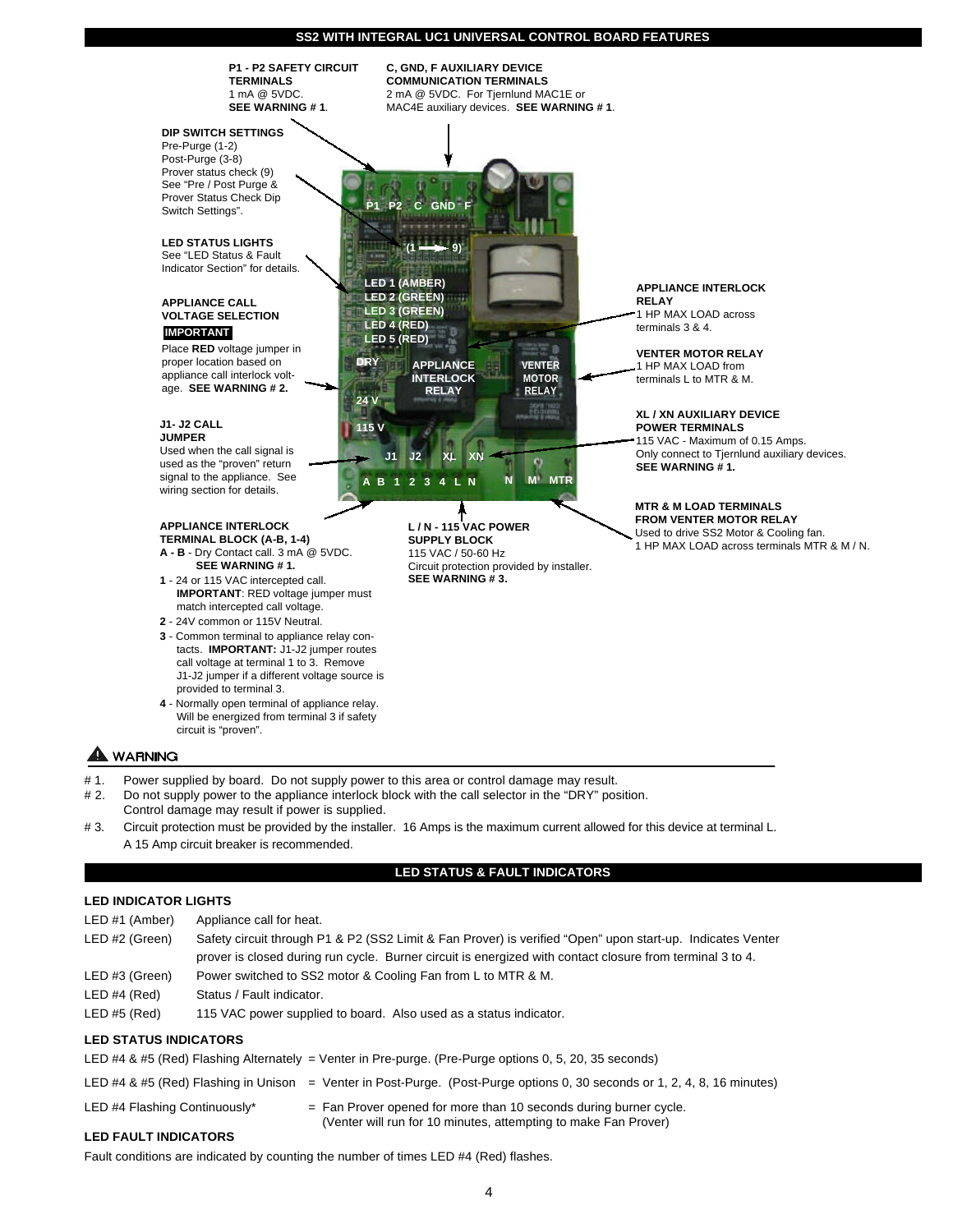## SS2 WITH INTEGRAL UC1 UNIVERSAL CONTROL BOARD FEATURES

**P1 - P2 SAFETY CIRCUIT TERMINALS**
1 mA @ 5VDC.
**SEE WARNING # 1**.

**C, GND, F AUXILIARY DEVICE COMMUNICATION TERMINALS**
2 mA @ 5VDC. For Tjernlund MAC1E or MAC4E auxiliary devices. **SEE WARNING # 1**.

**DIP SWITCH SETTINGS**
Pre-Purge (1-2)
Post-Purge (3-8)
Prover status check (9)
See "Pre / Post Purge & Prover Status Check Dip Switch Settings".

**LED STATUS LIGHTS**
See "LED Status & Fault Indicator Section" for details.

**APPLIANCE CALL VOLTAGE SELECTION**
**IMPORTANT**
Place **RED** voltage jumper in proper location based on appliance call interlock voltage. **SEE WARNING # 2.**

**J1- J2 CALL JUMPER**
Used when the call signal is used as the "proven" return signal to the appliance. See wiring section for details.

**APPLIANCE INTERLOCK TERMINAL BLOCK (A-B, 1-4)**
**A - B** - Dry Contact call. 3 mA @ 5VDC. **SEE WARNING # 1.**
**1** - 24 or 115 VAC intercepted call. **IMPORTANT**: RED voltage jumper must match intercepted call voltage.
**2** - 24V common or 115V Neutral.
**3** - Common terminal to appliance relay contacts. **IMPORTANT:** J1-J2 jumper routes call voltage at terminal 1 to 3. Remove J1-J2 jumper if a different voltage source is provided to terminal 3.
**4** - Normally open terminal of appliance relay. Will be energized from terminal 3 if safety circuit is "proven".

**L / N - 115 VAC POWER SUPPLY BLOCK**
115 VAC / 50-60 Hz
Circuit protection provided by installer.
**SEE WARNING # 3.**

**APPLIANCE INTERLOCK RELAY**
1 HP MAX LOAD across terminals 3 & 4.

**VENTER MOTOR RELAY**
1 HP MAX LOAD from terminals L to MTR & M.

**XL / XN AUXILIARY DEVICE POWER TERMINALS**
115 VAC - Maximum of 0.15 Amps.
Only connect to Tjernlund auxiliary devices.
**SEE WARNING # 1.**

**MTR & M LOAD TERMINALS FROM VENTER MOTOR RELAY**
Used to drive SS2 Motor & Cooling fan.
1 HP MAX LOAD across terminals MTR & M / N.

Board labels: P1 P2 C GND F; (1 → 9); LED 1 (AMBER); LED 2 (GREEN); LED 3 (GREEN); LED 4 (RED); LED 5 (RED); DRY; 24 V; 115 V; APPLIANCE INTERLOCK RELAY; VENTER MOTOR RELAY; J1 J2 XL XN; A B 1 2 3 4 L N N M MTR

### ⚠ WARNING

- # 1. Power supplied by board. Do not supply power to this area or control damage may result.
- # 2. Do not supply power to the appliance interlock block with the call selector in the "DRY" position. Control damage may result if power is supplied.
- # 3. Circuit protection must be provided by the installer. 16 Amps is the maximum current allowed for this device at terminal L. A 15 Amp circuit breaker is recommended.

## LED STATUS & FAULT INDICATORS

### LED INDICATOR LIGHTS

| | |
|---|---|
| LED #1 (Amber) | Appliance call for heat. |
| LED #2 (Green) | Safety circuit through P1 & P2 (SS2 Limit & Fan Prover) is verified "Open" upon start-up. Indicates Venter prover is closed during run cycle. Burner circuit is energized with contact closure from terminal 3 to 4. |
| LED #3 (Green) | Power switched to SS2 motor & Cooling Fan from L to MTR & M. |
| LED #4 (Red) | Status / Fault indicator. |
| LED #5 (Red) | 115 VAC power supplied to board. Also used as a status indicator. |

### LED STATUS INDICATORS

| | |
|---|---|
| LED #4 & #5 (Red) Flashing Alternately | = Venter in Pre-purge. (Pre-Purge options 0, 5, 20, 35 seconds) |
| LED #4 & #5 (Red) Flashing in Unison | = Venter in Post-Purge. (Post-Purge options 0, 30 seconds or 1, 2, 4, 8, 16 minutes) |
| LED #4 Flashing Continuously* | = Fan Prover opened for more than 10 seconds during burner cycle. (Venter will run for 10 minutes, attempting to make Fan Prover) |

### LED FAULT INDICATORS

Fault conditions are indicated by counting the number of times LED #4 (Red) flashes.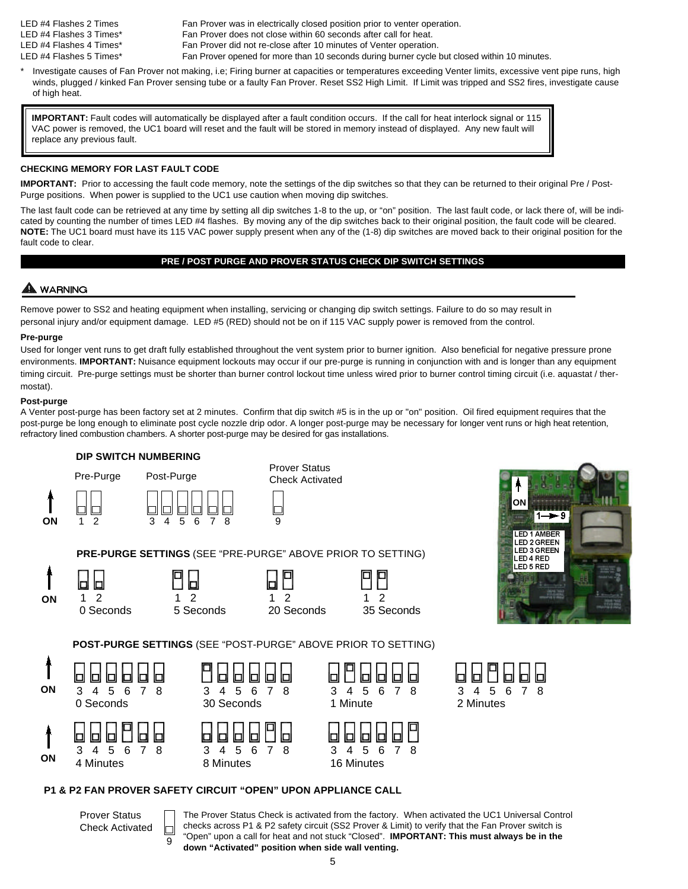| | |
|---|---|
| LED #4 Flashes 2 Times | Fan Prover was in electrically closed position prior to venter operation. |
| LED #4 Flashes 3 Times* | Fan Prover does not close within 60 seconds after call for heat. |
| LED #4 Flashes 4 Times* | Fan Prover did not re-close after 10 minutes of Venter operation. |
| LED #4 Flashes 5 Times* | Fan Prover opened for more than 10 seconds during burner cycle but closed within 10 minutes. |

\* Investigate causes of Fan Prover not making, i.e; Firing burner at capacities or temperatures exceeding Venter limits, excessive vent pipe runs, high winds, plugged / kinked Fan Prover sensing tube or a faulty Fan Prover. Reset SS2 High Limit. If Limit was tripped and SS2 fires, investigate cause of high heat.

> **IMPORTANT:** Fault codes will automatically be displayed after a fault condition occurs. If the call for heat interlock signal or 115 VAC power is removed, the UC1 board will reset and the fault will be stored in memory instead of displayed. Any new fault will replace any previous fault.

### CHECKING MEMORY FOR LAST FAULT CODE

**IMPORTANT:** Prior to accessing the fault code memory, note the settings of the dip switches so that they can be returned to their original Pre / Post-Purge positions. When power is supplied to the UC1 use caution when moving dip switches.

The last fault code can be retrieved at any time by setting all dip switches 1-8 to the up, or "on" position. The last fault code, or lack there of, will be indicated by counting the number of times LED #4 flashes. By moving any of the dip switches back to their original position, the fault code will be cleared. **NOTE:** The UC1 board must have its 115 VAC power supply present when any of the (1-8) dip switches are moved back to their original position for the fault code to clear.

## PRE / POST PURGE AND PROVER STATUS CHECK DIP SWITCH SETTINGS

### ⚠ WARNING

Remove power to SS2 and heating equipment when installing, servicing or changing dip switch settings. Failure to do so may result in personal injury and/or equipment damage. LED #5 (RED) should not be on if 115 VAC supply power is removed from the control.

#### Pre-purge

Used for longer vent runs to get draft fully established throughout the vent system prior to burner ignition. Also beneficial for negative pressure prone environments. **IMPORTANT:** Nuisance equipment lockouts may occur if our pre-purge is running in conjunction with and is longer than any equipment timing circuit. Pre-purge settings must be shorter than burner control lockout time unless wired prior to burner control timing circuit (i.e. aquastat / thermostat).

#### Post-purge

A Venter post-purge has been factory set at 2 minutes. Confirm that dip switch #5 is in the up or "on" position. Oil fired equipment requires that the post-purge be long enough to eliminate post cycle nozzle drip odor. A longer post-purge may be necessary for longer vent runs or high heat retention, refractory lined combustion chambers. A shorter post-purge may be desired for gas installations.

#### DIP SWITCH NUMBERING

Pre-Purge: 1 2 — Post-Purge: 3 4 5 6 7 8 — Prover Status Check Activated: 9 (ON = up)

ON | 1→9 | LED 1 AMBER | LED 2 GREEN | LED 3 GREEN | LED 4 RED | LED 5 RED

#### PRE-PURGE SETTINGS (SEE "PRE-PURGE" ABOVE PRIOR TO SETTING)

| Setting | Switch 1 | Switch 2 |
|---|---|---|
| 0 Seconds | Off | Off |
| 5 Seconds | ON | Off |
| 20 Seconds | Off | ON |
| 35 Seconds | ON | ON |

#### POST-PURGE SETTINGS (SEE "POST-PURGE" ABOVE PRIOR TO SETTING)

| Setting | 3 | 4 | 5 | 6 | 7 | 8 |
|---|---|---|---|---|---|---|
| 0 Seconds | Off | Off | Off | Off | Off | Off |
| 30 Seconds | ON | Off | Off | Off | Off | Off |
| 1 Minute | Off | ON | Off | Off | Off | Off |
| 2 Minutes | Off | Off | ON | Off | Off | Off |
| 4 Minutes | Off | Off | Off | ON | Off | Off |
| 8 Minutes | Off | Off | Off | Off | ON | Off |
| 16 Minutes | Off | Off | Off | Off | Off | ON |

#### P1 & P2 FAN PROVER SAFETY CIRCUIT "OPEN" UPON APPLIANCE CALL

Prover Status Check Activated (switch 9)

The Prover Status Check is activated from the factory. When activated the UC1 Universal Control checks across P1 & P2 safety circuit (SS2 Prover & Limit) to verify that the Fan Prover switch is "Open" upon a call for heat and not stuck "Closed". **IMPORTANT: This must always be in the down "Activated" position when side wall venting.**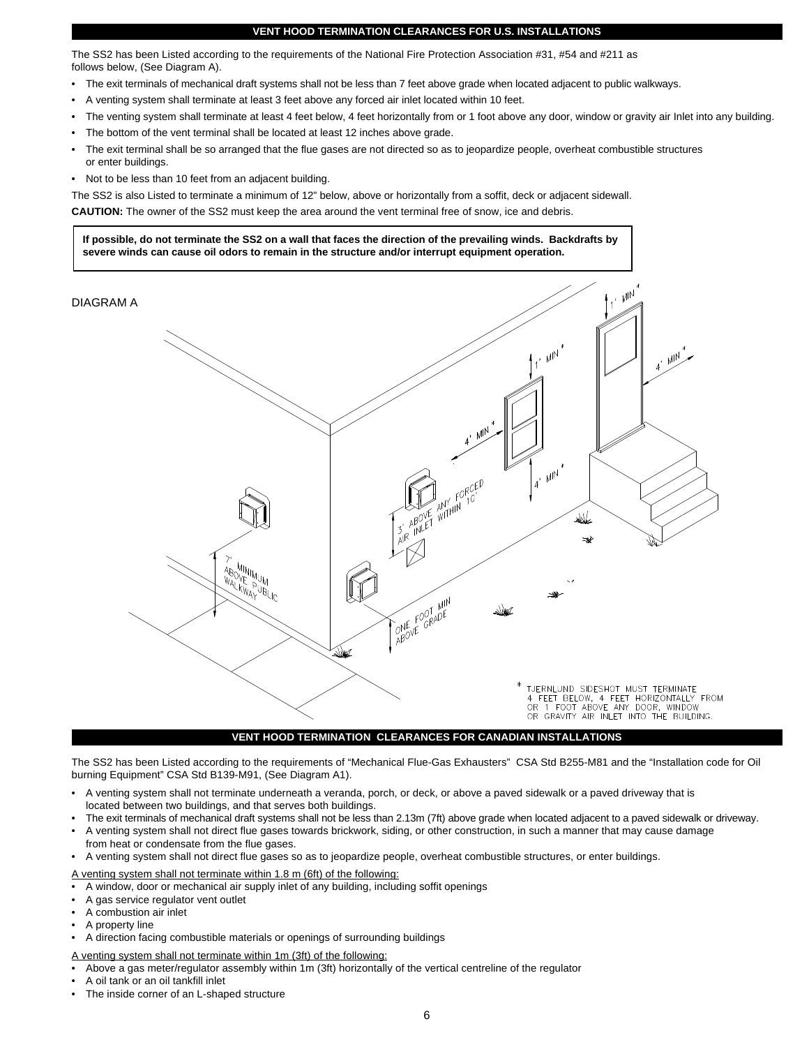## VENT HOOD TERMINATION CLEARANCES FOR U.S. INSTALLATIONS

The SS2 has been Listed according to the requirements of the National Fire Protection Association #31, #54 and #211 as follows below, (See Diagram A).

- The exit terminals of mechanical draft systems shall not be less than 7 feet above grade when located adjacent to public walkways.
- A venting system shall terminate at least 3 feet above any forced air inlet located within 10 feet.
- The venting system shall terminate at least 4 feet below, 4 feet horizontally from or 1 foot above any door, window or gravity air Inlet into any building.
- The bottom of the vent terminal shall be located at least 12 inches above grade.
- The exit terminal shall be so arranged that the flue gases are not directed so as to jeopardize people, overheat combustible structures or enter buildings.
- Not to be less than 10 feet from an adjacent building.

The SS2 is also Listed to terminate a minimum of 12" below, above or horizontally from a soffit, deck or adjacent sidewall.

**CAUTION:** The owner of the SS2 must keep the area around the vent terminal free of snow, ice and debris.

**If possible, do not terminate the SS2 on a wall that faces the direction of the prevailing winds. Backdrafts by severe winds can cause oil odors to remain in the structure and/or interrupt equipment operation.**

DIAGRAM A

1' MIN *

1' MIN *

4' MIN *

4' MIN *

4' MIN *

3' ABOVE ANY FORCED AIR INLET WITHIN 10'

7' MINIMUM ABOVE PUBLIC WALKWAY

ONE FOOT MIN ABOVE GRADE

\* TJERNLUND SIDESHOT MUST TERMINATE 4 FEET BELOW, 4 FEET HORIZONTALLY FROM OR 1 FOOT ABOVE ANY DOOR, WINDOW OR GRAVITY AIR INLET INTO THE BUILDING.

## VENT HOOD TERMINATION CLEARANCES FOR CANADIAN INSTALLATIONS

The SS2 has been Listed according to the requirements of "Mechanical Flue-Gas Exhausters" CSA Std B255-M81 and the "Installation code for Oil burning Equipment" CSA Std B139-M91, (See Diagram A1).

- A venting system shall not terminate underneath a veranda, porch, or deck, or above a paved sidewalk or a paved driveway that is located between two buildings, and that serves both buildings.
- The exit terminals of mechanical draft systems shall not be less than 2.13m (7ft) above grade when located adjacent to a paved sidewalk or driveway.
- A venting system shall not direct flue gases towards brickwork, siding, or other construction, in such a manner that may cause damage from heat or condensate from the flue gases.
- A venting system shall not direct flue gases so as to jeopardize people, overheat combustible structures, or enter buildings.

<u>A venting system shall not terminate within 1.8 m (6ft) of the following:</u>

- A window, door or mechanical air supply inlet of any building, including soffit openings
- A gas service regulator vent outlet
- A combustion air inlet
- A property line
- A direction facing combustible materials or openings of surrounding buildings

<u>A venting system shall not terminate within 1m (3ft) of the following:</u>

- Above a gas meter/regulator assembly within 1m (3ft) horizontally of the vertical centreline of the regulator
- A oil tank or an oil tankfill inlet
- The inside corner of an L-shaped structure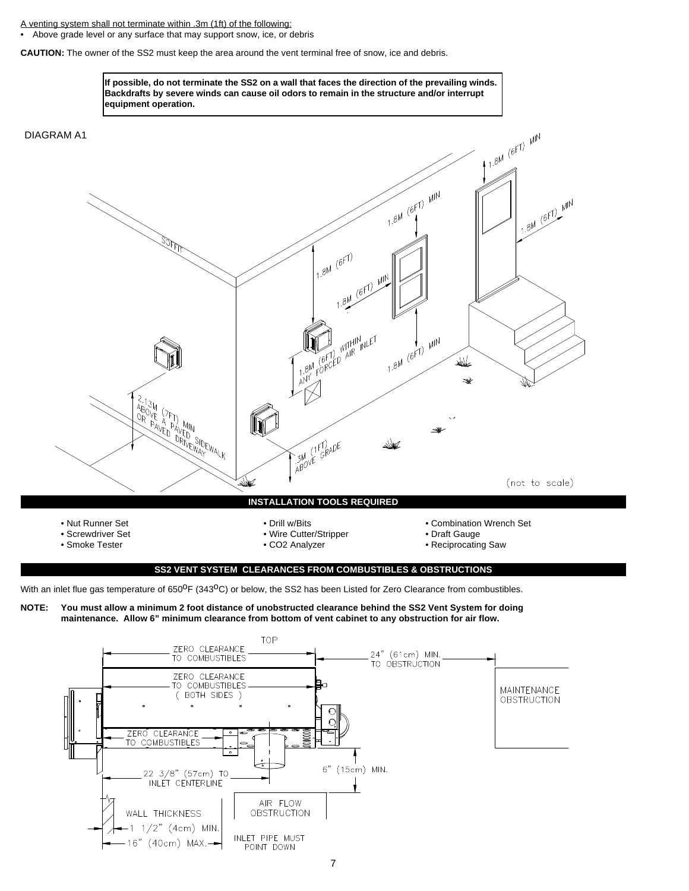<u>A venting system shall not terminate within .3m (1ft) of the following:</u>

- Above grade level or any surface that may support snow, ice, or debris

**CAUTION:** The owner of the SS2 must keep the area around the vent terminal free of snow, ice and debris.

**If possible, do not terminate the SS2 on a wall that faces the direction of the prevailing winds. Backdrafts by severe winds can cause oil odors to remain in the structure and/or interrupt equipment operation.**

DIAGRAM A1

SOFFIT

1.8M (6FT) MIN

1.8M (6FT) MIN

1.8M (6FT) MIN

1.8M (6FT)

1.8M (6FT) MIN

1.8M (6FT) WITHIN ANY FORCED AIR INLET

1.8M (6FT) MIN

2.13M (7FT) MIN ABOVE A PAVED SIDEWALK OR PAVED DRIVEWAY

.3M (1FT) ABOVE GRADE

(not to scale)

## INSTALLATION TOOLS REQUIRED

- Nut Runner Set
- Screwdriver Set
- Smoke Tester
- Drill w/Bits
- Wire Cutter/Stripper
- CO2 Analyzer
- Combination Wrench Set
- Draft Gauge
- Reciprocating Saw

## SS2 VENT SYSTEM CLEARANCES FROM COMBUSTIBLES & OBSTRUCTIONS

With an inlet flue gas temperature of 650°F (343°C) or below, the SS2 has been Listed for Zero Clearance from combustibles.

**NOTE: You must allow a minimum 2 foot distance of unobstructed clearance behind the SS2 Vent System for doing maintenance. Allow 6" minimum clearance from bottom of vent cabinet to any obstruction for air flow.**

TOP

ZERO CLEARANCE TO COMBUSTIBLES

24" (61cm) MIN. TO OBSTRUCTION

ZERO CLEARANCE TO COMBUSTIBLES ( BOTH SIDES )

MAINTENANCE OBSTRUCTION

ZERO CLEARANCE TO COMBUSTIBLES

22 3/8" (57cm) TO INLET CENTERLINE

6" (15cm) MIN.

AIR FLOW OBSTRUCTION

WALL THICKNESS

1 1/2" (4cm) MIN.

16" (40cm) MAX.

INLET PIPE MUST POINT DOWN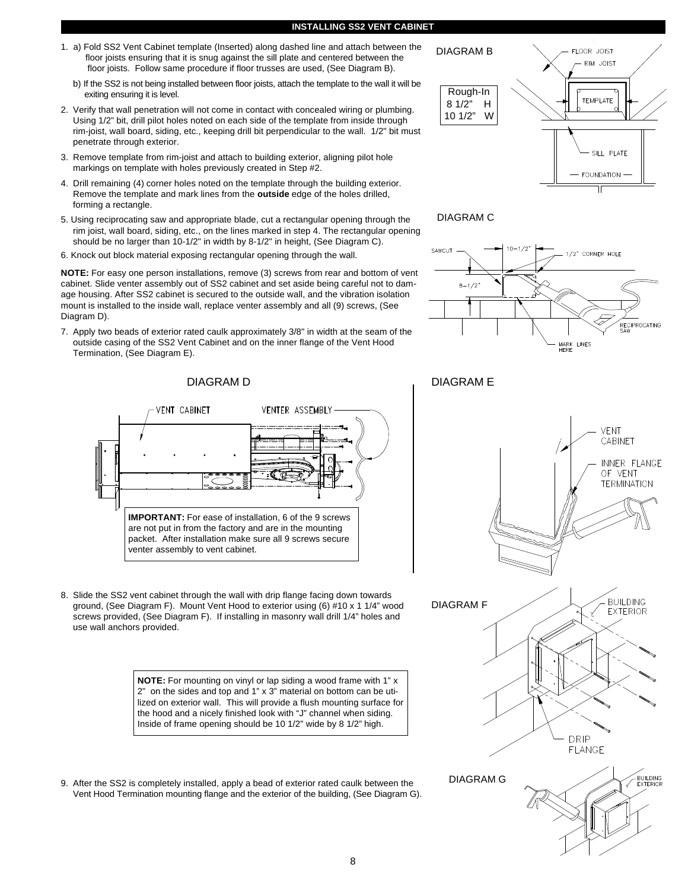## INSTALLING SS2 VENT CABINET

1. a) Fold SS2 Vent Cabinet template (Inserted) along dashed line and attach between the floor joists ensuring that it is snug against the sill plate and centered between the floor joists. Follow same procedure if floor trusses are used, (See Diagram B).

   b) If the SS2 is not being installed between floor joists, attach the template to the wall it will be exiting ensuring it is level.

2. Verify that wall penetration will not come in contact with concealed wiring or plumbing. Using 1/2" bit, drill pilot holes noted on each side of the template from inside through rim-joist, wall board, siding, etc., keeping drill bit perpendicular to the wall. 1/2" bit must penetrate through exterior.

3. Remove template from rim-joist and attach to building exterior, aligning pilot hole markings on template with holes previously created in Step #2.

4. Drill remaining (4) corner holes noted on the template through the building exterior. Remove the template and mark lines from the **outside** edge of the holes drilled, forming a rectangle.

5. Using reciprocating saw and appropriate blade, cut a rectangular opening through the rim joist, wall board, siding, etc., on the lines marked in step 4. The rectangular opening should be no larger than 10-1/2" in width by 8-1/2" in height, (See Diagram C).

6. Knock out block material exposing rectangular opening through the wall.

**NOTE:** For easy one person installations, remove (3) screws from rear and bottom of vent cabinet. Slide venter assembly out of SS2 cabinet and set aside being careful not to damage housing. After SS2 cabinet is secured to the outside wall, and the vibration isolation mount is installed to the inside wall, replace venter assembly and all (9) screws, (See Diagram D).

7. Apply two beads of exterior rated caulk approximately 3/8" in width at the seam of the outside casing of the SS2 Vent Cabinet and on the inner flange of the Vent Hood Termination, (See Diagram E).

DIAGRAM B

| Rough-In | |
|---|---|
| 8 1/2" | H |
| 10 1/2" | W |

DIAGRAM C

DIAGRAM D

**IMPORTANT:** For ease of installation, 6 of the 9 screws are not put in from the factory and are in the mounting packet. After installation make sure all 9 screws secure venter assembly to vent cabinet.

DIAGRAM E

8. Slide the SS2 vent cabinet through the wall with drip flange facing down towards ground, (See Diagram F). Mount Vent Hood to exterior using (6) #10 x 1 1/4" wood screws provided, (See Diagram F). If installing in masonry wall drill 1/4" holes and use wall anchors provided.

**NOTE:** For mounting on vinyl or lap siding a wood frame with 1" x 2" on the sides and top and 1" x 3" material on bottom can be utilized on exterior wall. This will provide a flush mounting surface for the hood and a nicely finished look with "J" channel when siding. Inside of frame opening should be 10 1/2" wide by 8 1/2" high.

DIAGRAM F

9. After the SS2 is completely installed, apply a bead of exterior rated caulk between the Vent Hood Termination mounting flange and the exterior of the building, (See Diagram G).

DIAGRAM G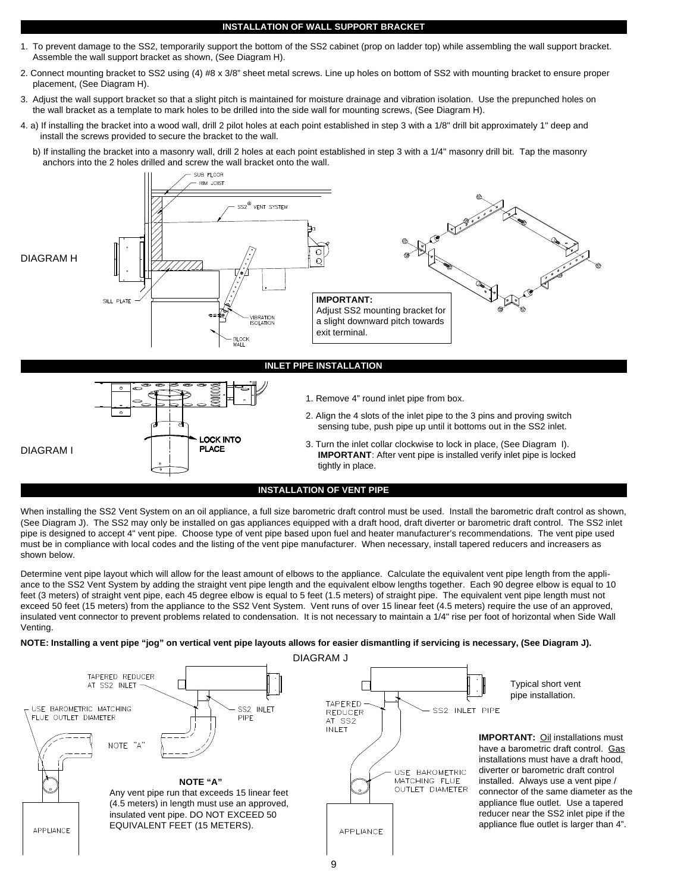## INSTALLATION OF WALL SUPPORT BRACKET

1. To prevent damage to the SS2, temporarily support the bottom of the SS2 cabinet (prop on ladder top) while assembling the wall support bracket. Assemble the wall support bracket as shown, (See Diagram H).
2. Connect mounting bracket to SS2 using (4) #8 x 3/8" sheet metal screws. Line up holes on bottom of SS2 with mounting bracket to ensure proper placement, (See Diagram H).
3. Adjust the wall support bracket so that a slight pitch is maintained for moisture drainage and vibration isolation. Use the prepunched holes on the wall bracket as a template to mark holes to be drilled into the side wall for mounting screws, (See Diagram H).
4. a) If installing the bracket into a wood wall, drill 2 pilot holes at each point established in step 3 with a 1/8" drill bit approximately 1" deep and install the screws provided to secure the bracket to the wall.

   b) If installing the bracket into a masonry wall, drill 2 holes at each point established in step 3 with a 1/4" masonry drill bit. Tap the masonry anchors into the 2 holes drilled and screw the wall bracket onto the wall.

DIAGRAM H

SUB FLOOR
RIM JOIST
SS2® VENT SYSTEM
SILL PLATE
VIBRATION ISOLATION
BLOCK WALL

**IMPORTANT:**
Adjust SS2 mounting bracket for a slight downward pitch towards exit terminal.

## INLET PIPE INSTALLATION

DIAGRAM I

LOCK INTO PLACE

1. Remove 4" round inlet pipe from box.
2. Align the 4 slots of the inlet pipe to the 3 pins and proving switch sensing tube, push pipe up until it bottoms out in the SS2 inlet.
3. Turn the inlet collar clockwise to lock in place, (See Diagram I).
   **IMPORTANT**: After vent pipe is installed verify inlet pipe is locked tightly in place.

## INSTALLATION OF VENT PIPE

When installing the SS2 Vent System on an oil appliance, a full size barometric draft control must be used. Install the barometric draft control as shown, (See Diagram J). The SS2 may only be installed on gas appliances equipped with a draft hood, draft diverter or barometric draft control. The SS2 inlet pipe is designed to accept 4" vent pipe. Choose type of vent pipe based upon fuel and heater manufacturer's recommendations. The vent pipe used must be in compliance with local codes and the listing of the vent pipe manufacturer. When necessary, install tapered reducers and increasers as shown below.

Determine vent pipe layout which will allow for the least amount of elbows to the appliance. Calculate the equivalent vent pipe length from the appliance to the SS2 Vent System by adding the straight vent pipe length and the equivalent elbow lengths together. Each 90 degree elbow is equal to 10 feet (3 meters) of straight vent pipe, each 45 degree elbow is equal to 5 feet (1.5 meters) of straight pipe. The equivalent vent pipe length must not exceed 50 feet (15 meters) from the appliance to the SS2 Vent System. Vent runs of over 15 linear feet (4.5 meters) require the use of an approved, insulated vent connector to prevent problems related to condensation. It is not necessary to maintain a 1/4" rise per foot of horizontal when Side Wall Venting.

**NOTE: Installing a vent pipe "jog" on vertical vent pipe layouts allows for easier dismantling if servicing is necessary, (See Diagram J).**

DIAGRAM J

TAPERED REDUCER AT SS2 INLET
USE BAROMETRIC MATCHING FLUE OUTLET DIAMETER
SS2 INLET PIPE
NOTE "A"
APPLIANCE

**NOTE "A"**
Any vent pipe run that exceeds 15 linear feet (4.5 meters) in length must use an approved, insulated vent pipe. DO NOT EXCEED 50 EQUIVALENT FEET (15 METERS).

TAPERED REDUCER AT SS2 INLET
SS2 INLET PIPE
USE BAROMETRIC MATCHING FLUE OUTLET DIAMETER
APPLIANCE

Typical short vent pipe installation.

**IMPORTANT:** Oil installations must have a barometric draft control. Gas installations must have a draft hood, diverter or barometric draft control installed. Always use a vent pipe / connector of the same diameter as the appliance flue outlet. Use a tapered reducer near the SS2 inlet pipe if the appliance flue outlet is larger than 4".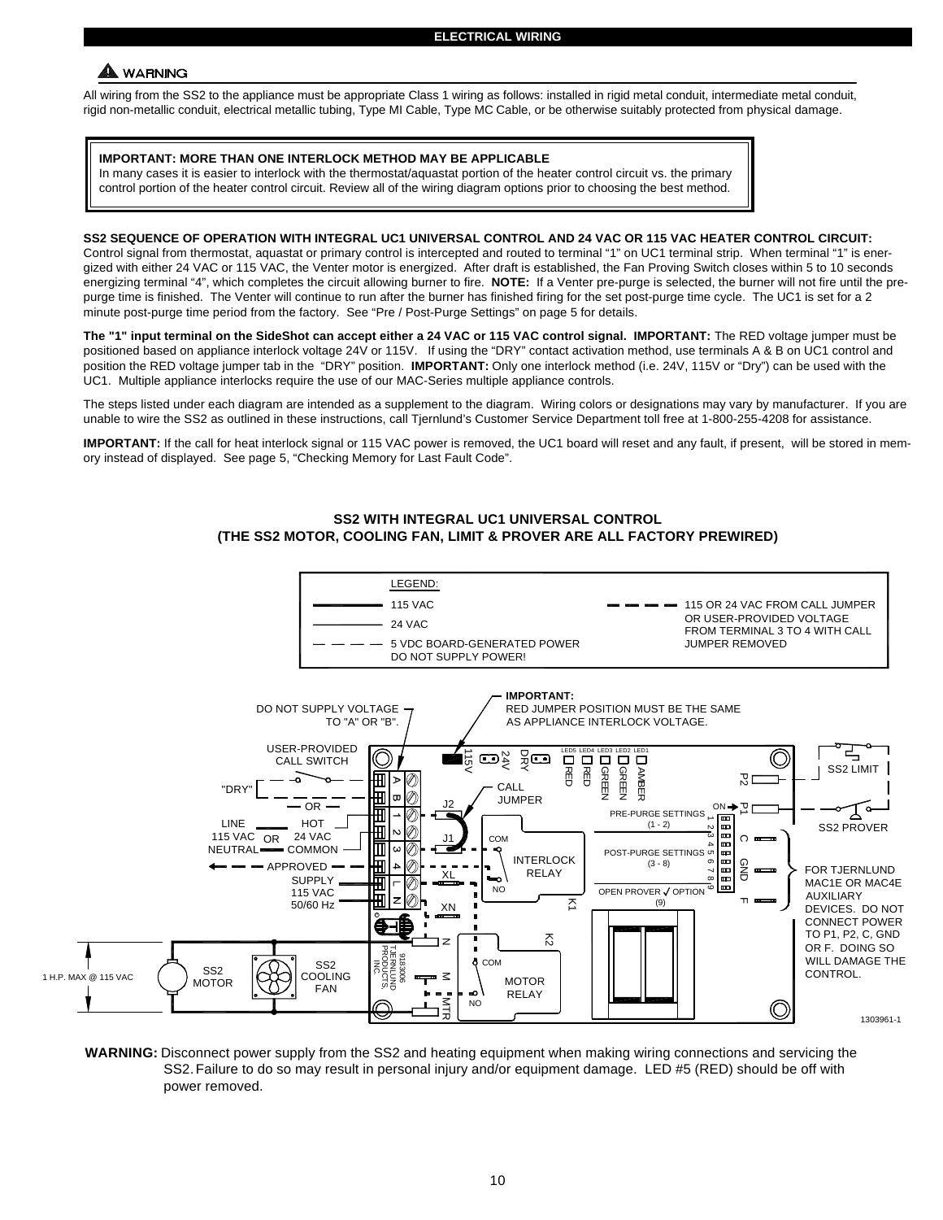## ELECTRICAL WIRING

### ⚠ WARNING

All wiring from the SS2 to the appliance must be appropriate Class 1 wiring as follows: installed in rigid metal conduit, intermediate metal conduit, rigid non-metallic conduit, electrical metallic tubing, Type MI Cable, Type MC Cable, or be otherwise suitably protected from physical damage.

> **IMPORTANT: MORE THAN ONE INTERLOCK METHOD MAY BE APPLICABLE**
> In many cases it is easier to interlock with the thermostat/aquastat portion of the heater control circuit vs. the primary control portion of the heater control circuit. Review all of the wiring diagram options prior to choosing the best method.

**SS2 SEQUENCE OF OPERATION WITH INTEGRAL UC1 UNIVERSAL CONTROL AND 24 VAC OR 115 VAC HEATER CONTROL CIRCUIT:** Control signal from thermostat, aquastat or primary control is intercepted and routed to terminal "1" on UC1 terminal strip. When terminal "1" is energized with either 24 VAC or 115 VAC, the Venter motor is energized. After draft is established, the Fan Proving Switch closes within 5 to 10 seconds energizing terminal "4", which completes the circuit allowing burner to fire. **NOTE:** If a Venter pre-purge is selected, the burner will not fire until the pre-purge time is finished. The Venter will continue to run after the burner has finished firing for the set post-purge time cycle. The UC1 is set for a 2 minute post-purge time period from the factory. See "Pre / Post-Purge Settings" on page 5 for details.

**The "1" input terminal on the SideShot can accept either a 24 VAC or 115 VAC control signal. IMPORTANT:** The RED voltage jumper must be positioned based on appliance interlock voltage 24V or 115V. If using the "DRY" contact activation method, use terminals A & B on UC1 control and position the RED voltage jumper tab in the "DRY" position. **IMPORTANT:** Only one interlock method (i.e. 24V, 115V or "Dry") can be used with the UC1. Multiple appliance interlocks require the use of our MAC-Series multiple appliance controls.

The steps listed under each diagram are intended as a supplement to the diagram. Wiring colors or designations may vary by manufacturer. If you are unable to wire the SS2 as outlined in these instructions, call Tjernlund's Customer Service Department toll free at 1-800-255-4208 for assistance.

**IMPORTANT:** If the call for heat interlock signal or 115 VAC power is removed, the UC1 board will reset and any fault, if present, will be stored in memory instead of displayed. See page 5, "Checking Memory for Last Fault Code".

### SS2 WITH INTEGRAL UC1 UNIVERSAL CONTROL
### (THE SS2 MOTOR, COOLING FAN, LIMIT & PROVER ARE ALL FACTORY PREWIRED)

LEGEND:
- 115 VAC
- 24 VAC
- 5 VDC BOARD-GENERATED POWER DO NOT SUPPLY POWER!
- 115 OR 24 VAC FROM CALL JUMPER OR USER-PROVIDED VOLTAGE FROM TERMINAL 3 TO 4 WITH CALL JUMPER REMOVED

DO NOT SUPPLY VOLTAGE TO "A" OR "B".

**IMPORTANT:** RED JUMPER POSITION MUST BE THE SAME AS APPLIANCE INTERLOCK VOLTAGE.

USER-PROVIDED CALL SWITCH "DRY" — OR — LINE 115 VAC NEUTRAL OR HOT 24 VAC COMMON

APPROVED SUPPLY 115 VAC 50/60 Hz

115V 24V DRY

LED5 RED, LED4 RED, LED3 GREEN, LED2 GREEN, LED1 AMBER

A B 1 2 3 4 L N

J2 J1 CALL JUMPER

XL XN

INTERLOCK RELAY (COM, NO) K1

PRE-PURGE SETTINGS (1 - 2)

POST-PURGE SETTINGS (3 - 8)

OPEN PROVER ✓ OPTION (9)

ON 1 2 3 4 5 6 7 8 9

P2 P1 C GND F

SS2 LIMIT

SS2 PROVER

FOR TJERNLUND MAC1E OR MAC4E AUXILIARY DEVICES. DO NOT CONNECT POWER TO P1, P2, C, GND OR F. DOING SO WILL DAMAGE THE CONTROL.

K2 MOTOR RELAY (COM, NO)

N M MTR

918-3006 TJERNLUND PRODUCTS, INC.

1 H.P. MAX @ 115 VAC

SS2 MOTOR

SS2 COOLING FAN

1303961-1

**WARNING:** Disconnect power supply from the SS2 and heating equipment when making wiring connections and servicing the SS2. Failure to do so may result in personal injury and/or equipment damage. LED #5 (RED) should be off with power removed.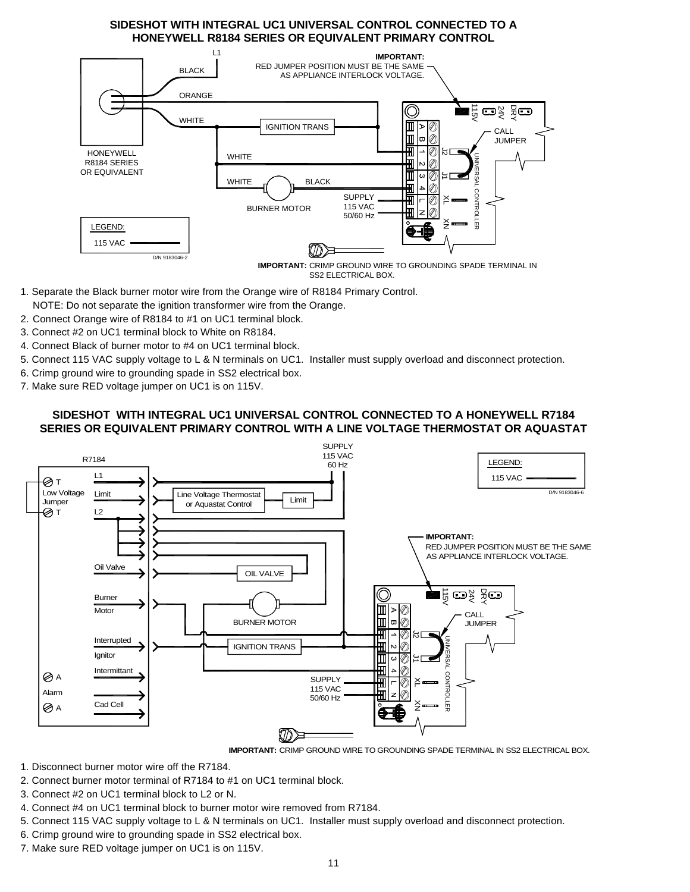## SIDESHOT WITH INTEGRAL UC1 UNIVERSAL CONTROL CONNECTED TO A HONEYWELL R8184 SERIES OR EQUIVALENT PRIMARY CONTROL

L1

BLACK

ORANGE

WHITE

IMPORTANT: RED JUMPER POSITION MUST BE THE SAME AS APPLIANCE INTERLOCK VOLTAGE.

115V 24V DRY

IGNITION TRANS

CALL JUMPER

A B 1 2 3 4 L N

J2 J1

XL XN

UNIVERSAL CONTROLLER

HONEYWELL R8184 SERIES OR EQUIVALENT

WHITE

WHITE BLACK

BURNER MOTOR

SUPPLY 115 VAC 50/60 Hz

LEGEND:

115 VAC

D/N 9183046-2

**IMPORTANT:** CRIMP GROUND WIRE TO GROUNDING SPADE TERMINAL IN SS2 ELECTRICAL BOX.

1. Separate the Black burner motor wire from the Orange wire of R8184 Primary Control.
   NOTE: Do not separate the ignition transformer wire from the Orange.
2. Connect Orange wire of R8184 to #1 on UC1 terminal block.
3. Connect #2 on UC1 terminal block to White on R8184.
4. Connect Black of burner motor to #4 on UC1 terminal block.
5. Connect 115 VAC supply voltage to L & N terminals on UC1. Installer must supply overload and disconnect protection.
6. Crimp ground wire to grounding spade in SS2 electrical box.
7. Make sure RED voltage jumper on UC1 is on 115V.

## SIDESHOT WITH INTEGRAL UC1 UNIVERSAL CONTROL CONNECTED TO A HONEYWELL R7184 SERIES OR EQUIVALENT PRIMARY CONTROL WITH A LINE VOLTAGE THERMOSTAT OR AQUASTAT

R7184

SUPPLY 115 VAC 60 Hz

LEGEND:

115 VAC

D/N 9183046-6

T

Low Voltage Jumper

T

L1

Limit

L2

Line Voltage Thermostat or Aquastat Control

Limit

IMPORTANT: RED JUMPER POSITION MUST BE THE SAME AS APPLIANCE INTERLOCK VOLTAGE.

Oil Valve

OIL VALVE

Burner Motor

BURNER MOTOR

115V 24V DRY

CALL JUMPER

A B 1 2 3 4 L N

J2 J1

XL XN

UNIVERSAL CONTROLLER

Interrupted Ignitor

IGNITION TRANS

Intermittant

A

Alarm

A

Cad Cell

SUPPLY 115 VAC 50/60 Hz

**IMPORTANT:** CRIMP GROUND WIRE TO GROUNDING SPADE TERMINAL IN SS2 ELECTRICAL BOX.

1. Disconnect burner motor wire off the R7184.
2. Connect burner motor terminal of R7184 to #1 on UC1 terminal block.
3. Connect #2 on UC1 terminal block to L2 or N.
4. Connect #4 on UC1 terminal block to burner motor wire removed from R7184.
5. Connect 115 VAC supply voltage to L & N terminals on UC1. Installer must supply overload and disconnect protection.
6. Crimp ground wire to grounding spade in SS2 electrical box.
7. Make sure RED voltage jumper on UC1 is on 115V.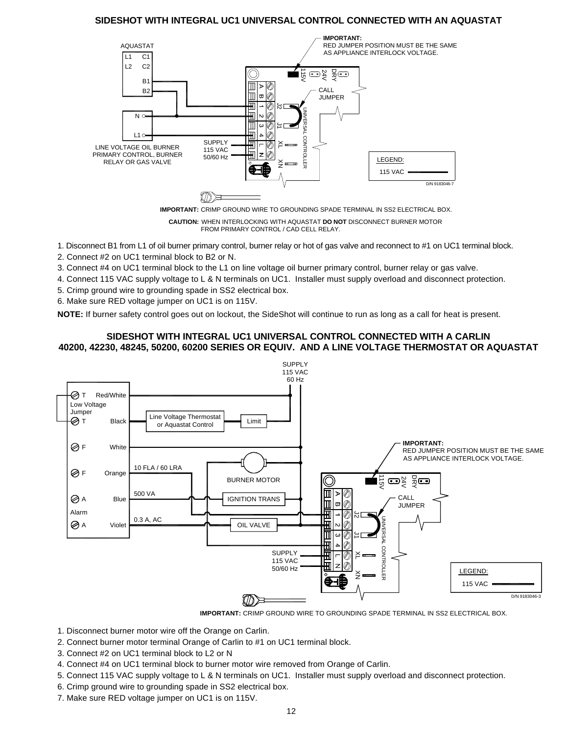## SIDESHOT WITH INTEGRAL UC1 UNIVERSAL CONTROL CONNECTED WITH AN AQUASTAT

AQUASTAT

L1 C1
L2 C2
B1
B2

N

L1

LINE VOLTAGE OIL BURNER PRIMARY CONTROL, BURNER RELAY OR GAS VALVE

SUPPLY 115 VAC 50/60 Hz

**IMPORTANT:** RED JUMPER POSITION MUST BE THE SAME AS APPLIANCE INTERLOCK VOLTAGE.

115V 24V DRY

CALL JUMPER

A B 1 2 3 4 L N

J2 J1 XL XN

UNIVERSAL CONTROLLER

LEGEND:

115 VAC

D/N 9183046-7

**IMPORTANT:** CRIMP GROUND WIRE TO GROUNDING SPADE TERMINAL IN SS2 ELECTRICAL BOX.

**CAUTION:** WHEN INTERLOCKING WITH AQUASTAT **DO NOT** DISCONNECT BURNER MOTOR FROM PRIMARY CONTROL / CAD CELL RELAY.

1. Disconnect B1 from L1 of oil burner primary control, burner relay or hot of gas valve and reconnect to #1 on UC1 terminal block.
2. Connect #2 on UC1 terminal block to B2 or N.
3. Connect #4 on UC1 terminal block to the L1 on line voltage oil burner primary control, burner relay or gas valve.
4. Connect 115 VAC supply voltage to L & N terminals on UC1. Installer must supply overload and disconnect protection.
5. Crimp ground wire to grounding spade in SS2 electrical box.
6. Make sure RED voltage jumper on UC1 is on 115V.

**NOTE:** If burner safety control goes out on lockout, the SideShot will continue to run as long as a call for heat is present.

## SIDESHOT WITH INTEGRAL UC1 UNIVERSAL CONTROL CONNECTED WITH A CARLIN 40200, 42230, 48245, 50200, 60200 SERIES OR EQUIV. AND A LINE VOLTAGE THERMOSTAT OR AQUASTAT

SUPPLY 115 VAC 60 Hz

T Red/White
Low Voltage Jumper
T Black
F White
F Orange
A Blue
Alarm
A Violet

Line Voltage Thermostat or Aquastat Control

Limit

10 FLA / 60 LRA

BURNER MOTOR

500 VA

IGNITION TRANS

0.3 A, AC

OIL VALVE

SUPPLY 115 VAC 50/60 Hz

**IMPORTANT:** RED JUMPER POSITION MUST BE THE SAME AS APPLIANCE INTERLOCK VOLTAGE.

115V 24V DRY

CALL JUMPER

A B 1 2 3 4 L N

J2 J1 XL XN

UNIVERSAL CONTROLLER

LEGEND:

115 VAC

D/N 9183046-3

**IMPORTANT:** CRIMP GROUND WIRE TO GROUNDING SPADE TERMINAL IN SS2 ELECTRICAL BOX.

1. Disconnect burner motor wire off the Orange on Carlin.
2. Connect burner motor terminal Orange of Carlin to #1 on UC1 terminal block.
3. Connect #2 on UC1 terminal block to L2 or N
4. Connect #4 on UC1 terminal block to burner motor wire removed from Orange of Carlin.
5. Connect 115 VAC supply voltage to L & N terminals on UC1. Installer must supply overload and disconnect protection.
6. Crimp ground wire to grounding spade in SS2 electrical box.
7. Make sure RED voltage jumper on UC1 is on 115V.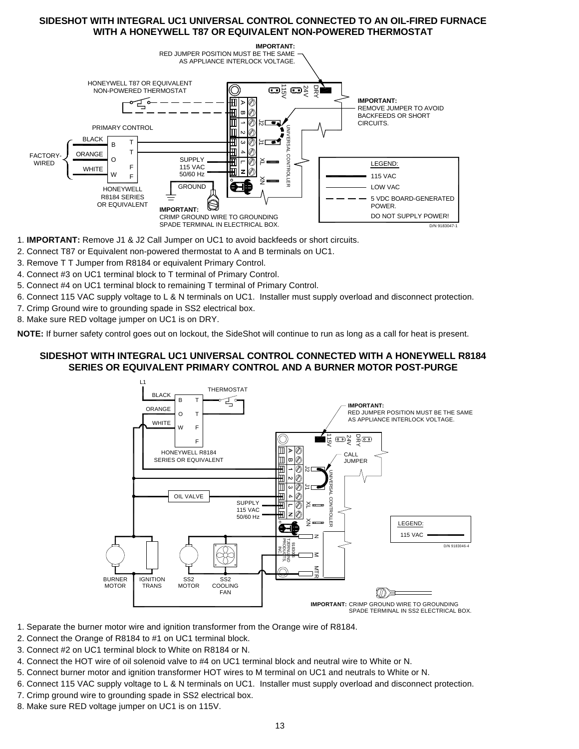## SIDESHOT WITH INTEGRAL UC1 UNIVERSAL CONTROL CONNECTED TO AN OIL-FIRED FURNACE WITH A HONEYWELL T87 OR EQUIVALENT NON-POWERED THERMOSTAT

IMPORTANT: RED JUMPER POSITION MUST BE THE SAME AS APPLIANCE INTERLOCK VOLTAGE.

HONEYWELL T87 OR EQUIVALENT NON-POWERED THERMOSTAT

IMPORTANT: REMOVE JUMPER TO AVOID BACKFEEDS OR SHORT CIRCUITS.

PRIMARY CONTROL

FACTORY-WIRED: BLACK, ORANGE, WHITE

HONEYWELL R8184 SERIES OR EQUIVALENT

SUPPLY 115 VAC 50/60 Hz

GROUND

IMPORTANT: CRIMP GROUND WIRE TO GROUNDING SPADE TERMINAL IN ELECTRICAL BOX.

LEGEND: 115 VAC; LOW VAC; 5 VDC BOARD-GENERATED POWER. DO NOT SUPPLY POWER!

D/N 9183047-1

1. **IMPORTANT:** Remove J1 & J2 Call Jumper on UC1 to avoid backfeeds or short circuits.
2. Connect T87 or Equivalent non-powered thermostat to A and B terminals on UC1.
3. Remove T T Jumper from R8184 or equivalent Primary Control.
4. Connect #3 on UC1 terminal block to T terminal of Primary Control.
5. Connect #4 on UC1 terminal block to remaining T terminal of Primary Control.
6. Connect 115 VAC supply voltage to L & N terminals on UC1. Installer must supply overload and disconnect protection.
7. Crimp Ground wire to grounding spade in SS2 electrical box.
8. Make sure RED voltage jumper on UC1 is on DRY.

**NOTE:** If burner safety control goes out on lockout, the SideShot will continue to run as long as a call for heat is present.

## SIDESHOT WITH INTEGRAL UC1 UNIVERSAL CONTROL CONNECTED WITH A HONEYWELL R8184 SERIES OR EQUIVALENT PRIMARY CONTROL AND A BURNER MOTOR POST-PURGE

L1, THERMOSTAT, HONEYWELL R8184 SERIES OR EQUIVALENT

IMPORTANT: RED JUMPER POSITION MUST BE THE SAME AS APPLIANCE INTERLOCK VOLTAGE.

CALL JUMPER

OIL VALVE

SUPPLY 115 VAC 50/60 Hz

LEGEND: 115 VAC

D/N 9183046-4

BURNER MOTOR, IGNITION TRANS, SS2 MOTOR, SS2 COOLING FAN

IMPORTANT: CRIMP GROUND WIRE TO GROUNDING SPADE TERMINAL IN SS2 ELECTRICAL BOX.

1. Separate the burner motor wire and ignition transformer from the Orange wire of R8184.
2. Connect the Orange of R8184 to #1 on UC1 terminal block.
3. Connect #2 on UC1 terminal block to White on R8184 or N.
4. Connect the HOT wire of oil solenoid valve to #4 on UC1 terminal block and neutral wire to White or N.
5. Connect burner motor and ignition transformer HOT wires to M terminal on UC1 and neutrals to White or N.
6. Connect 115 VAC supply voltage to L & N terminals on UC1. Installer must supply overload and disconnect protection.
7. Crimp ground wire to grounding spade in SS2 electrical box.
8. Make sure RED voltage jumper on UC1 is on 115V.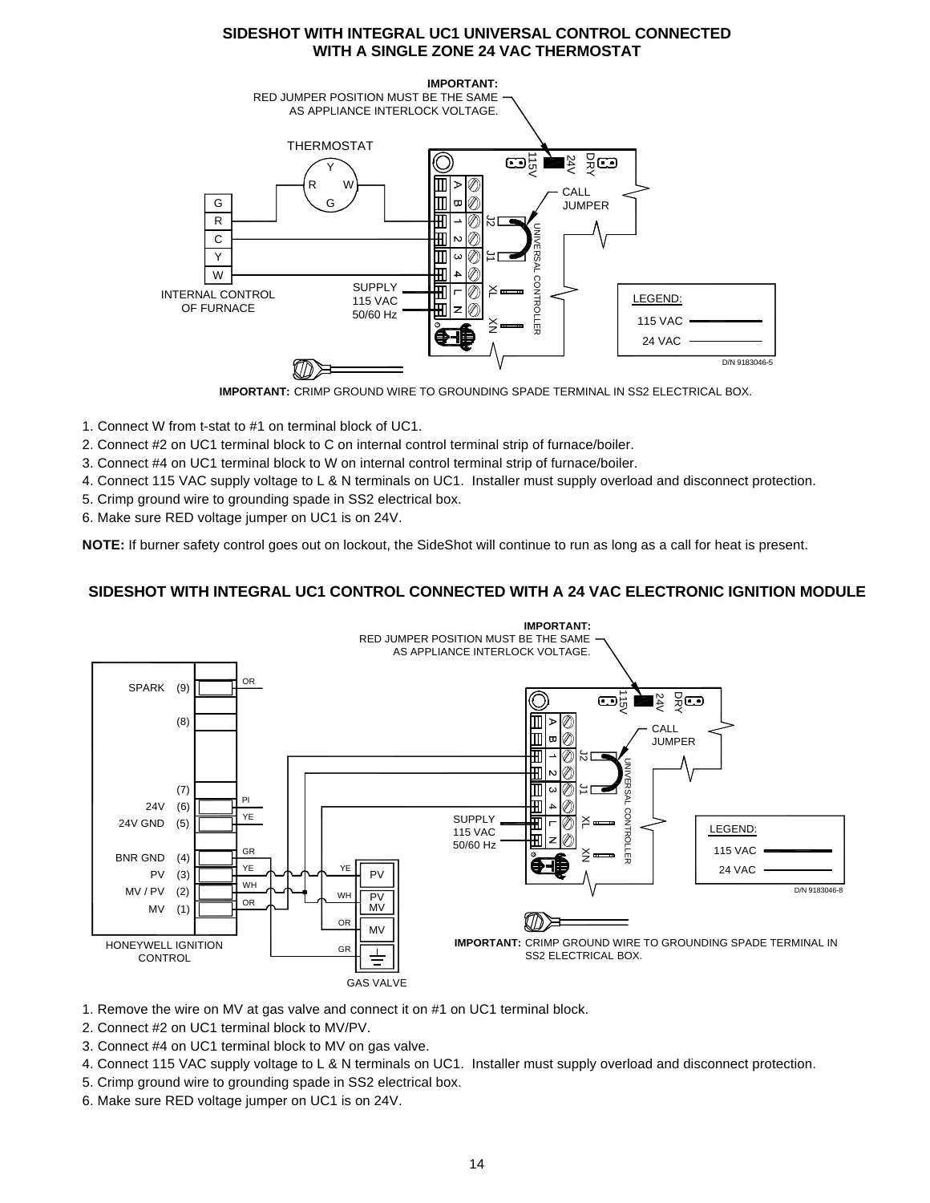## SIDESHOT WITH INTEGRAL UC1 UNIVERSAL CONTROL CONNECTED WITH A SINGLE ZONE 24 VAC THERMOSTAT

**IMPORTANT:** RED JUMPER POSITION MUST BE THE SAME AS APPLIANCE INTERLOCK VOLTAGE.

THERMOSTAT

Y R W G

G R C Y W

INTERNAL CONTROL OF FURNACE

SUPPLY 115 VAC 50/60 Hz

115V 24V DRY

CALL JUMPER

A B 1 2 3 4 L N

J2 J1 XL XN

UNIVERSAL CONTROLLER

LEGEND:
115 VAC
24 VAC

D/N 9183046-5

**IMPORTANT:** CRIMP GROUND WIRE TO GROUNDING SPADE TERMINAL IN SS2 ELECTRICAL BOX.

1. Connect W from t-stat to #1 on terminal block of UC1.
2. Connect #2 on UC1 terminal block to C on internal control terminal strip of furnace/boiler.
3. Connect #4 on UC1 terminal block to W on internal control terminal strip of furnace/boiler.
4. Connect 115 VAC supply voltage to L & N terminals on UC1. Installer must supply overload and disconnect protection.
5. Crimp ground wire to grounding spade in SS2 electrical box.
6. Make sure RED voltage jumper on UC1 is on 24V.

**NOTE:** If burner safety control goes out on lockout, the SideShot will continue to run as long as a call for heat is present.

## SIDESHOT WITH INTEGRAL UC1 CONTROL CONNECTED WITH A 24 VAC ELECTRONIC IGNITION MODULE

**IMPORTANT:** RED JUMPER POSITION MUST BE THE SAME AS APPLIANCE INTERLOCK VOLTAGE.

SPARK (9) OR
(8)
(7)
24V (6) PI
24V GND (5) YE
BNR GND (4) GR
PV (3) YE
MV / PV (2) WH
MV (1) OR

HONEYWELL IGNITION CONTROL

YE PV
WH PV MV
OR MV
GR

GAS VALVE

SUPPLY 115 VAC 50/60 Hz

115V 24V DRY

CALL JUMPER

A B 1 2 3 4 L N

J2 J1 XL XN

UNIVERSAL CONTROLLER

LEGEND:
115 VAC
24 VAC

D/N 9183046-8

**IMPORTANT:** CRIMP GROUND WIRE TO GROUNDING SPADE TERMINAL IN SS2 ELECTRICAL BOX.

1. Remove the wire on MV at gas valve and connect it on #1 on UC1 terminal block.
2. Connect #2 on UC1 terminal block to MV/PV.
3. Connect #4 on UC1 terminal block to MV on gas valve.
4. Connect 115 VAC supply voltage to L & N terminals on UC1. Installer must supply overload and disconnect protection.
5. Crimp ground wire to grounding spade in SS2 electrical box.
6. Make sure RED voltage jumper on UC1 is on 24V.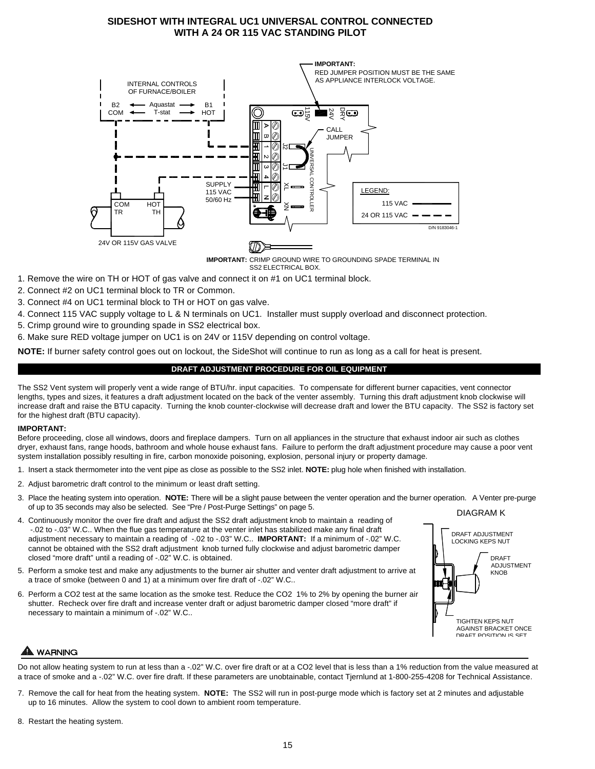## SIDESHOT WITH INTEGRAL UC1 UNIVERSAL CONTROL CONNECTED WITH A 24 OR 115 VAC STANDING PILOT

IMPORTANT: RED JUMPER POSITION MUST BE THE SAME AS APPLIANCE INTERLOCK VOLTAGE.

INTERNAL CONTROLS OF FURNACE/BOILER

B2 COM ← Aquastat T-stat → B1 HOT

CALL JUMPER

SUPPLY 115 VAC 50/60 Hz

COM TR HOT TH

24V OR 115V GAS VALVE

LEGEND: 115 VAC (solid line); 24 OR 115 VAC (dashed line)

D/N 9183046-1

IMPORTANT: CRIMP GROUND WIRE TO GROUNDING SPADE TERMINAL IN SS2 ELECTRICAL BOX.

1. Remove the wire on TH or HOT of gas valve and connect it on #1 on UC1 terminal block.
2. Connect #2 on UC1 terminal block to TR or Common.
3. Connect #4 on UC1 terminal block to TH or HOT on gas valve.
4. Connect 115 VAC supply voltage to L & N terminals on UC1. Installer must supply overload and disconnect protection.
5. Crimp ground wire to grounding spade in SS2 electrical box.
6. Make sure RED voltage jumper on UC1 is on 24V or 115V depending on control voltage.

**NOTE:** If burner safety control goes out on lockout, the SideShot will continue to run as long as a call for heat is present.

## DRAFT ADJUSTMENT PROCEDURE FOR OIL EQUIPMENT

The SS2 Vent system will properly vent a wide range of BTU/hr. input capacities. To compensate for different burner capacities, vent connector lengths, types and sizes, it features a draft adjustment located on the back of the venter assembly. Turning this draft adjustment knob clockwise will increase draft and raise the BTU capacity. Turning the knob counter-clockwise will decrease draft and lower the BTU capacity. The SS2 is factory set for the highest draft (BTU capacity).

**IMPORTANT:**
Before proceeding, close all windows, doors and fireplace dampers. Turn on all appliances in the structure that exhaust indoor air such as clothes dryer, exhaust fans, range hoods, bathroom and whole house exhaust fans. Failure to perform the draft adjustment procedure may cause a poor vent system installation possibly resulting in fire, carbon monoxide poisoning, explosion, personal injury or property damage.

1. Insert a stack thermometer into the vent pipe as close as possible to the SS2 inlet. **NOTE:** plug hole when finished with installation.
2. Adjust barometric draft control to the minimum or least draft setting.
3. Place the heating system into operation. **NOTE:** There will be a slight pause between the venter operation and the burner operation. A Venter pre-purge of up to 35 seconds may also be selected. See "Pre / Post-Purge Settings" on page 5.
4. Continuously monitor the over fire draft and adjust the SS2 draft adjustment knob to maintain a reading of -.02 to -.03" W.C.. When the flue gas temperature at the venter inlet has stabilized make any final draft adjustment necessary to maintain a reading of -.02 to -.03" W.C.. **IMPORTANT:** If a minimum of -.02" W.C. cannot be obtained with the SS2 draft adjustment knob turned fully clockwise and adjust barometric damper closed "more draft" until a reading of -.02" W.C. is obtained.
5. Perform a smoke test and make any adjustments to the burner air shutter and venter draft adjustment to arrive at a trace of smoke (between 0 and 1) at a minimum over fire draft of -.02" W.C..
6. Perform a $CO_2$ test at the same location as the smoke test. Reduce the $CO_2$ 1% to 2% by opening the burner air shutter. Recheck over fire draft and increase venter draft or adjust barometric damper closed "more draft" if necessary to maintain a minimum of -.02" W.C..

DIAGRAM K

DRAFT ADJUSTMENT LOCKING KEPS NUT

DRAFT ADJUSTMENT KNOB

TIGHTEN KEPS NUT AGAINST BRACKET ONCE DRAFT POSITION IS SET

### ⚠ WARNING

Do not allow heating system to run at less than a -.02" W.C. over fire draft or at a $CO_2$ level that is less than a 1% reduction from the value measured at a trace of smoke and a -.02" W.C. over fire draft. If these parameters are unobtainable, contact Tjernlund at 1-800-255-4208 for Technical Assistance.

7. Remove the call for heat from the heating system. **NOTE:** The SS2 will run in post-purge mode which is factory set at 2 minutes and adjustable up to 16 minutes. Allow the system to cool down to ambient room temperature.

8. Restart the heating system.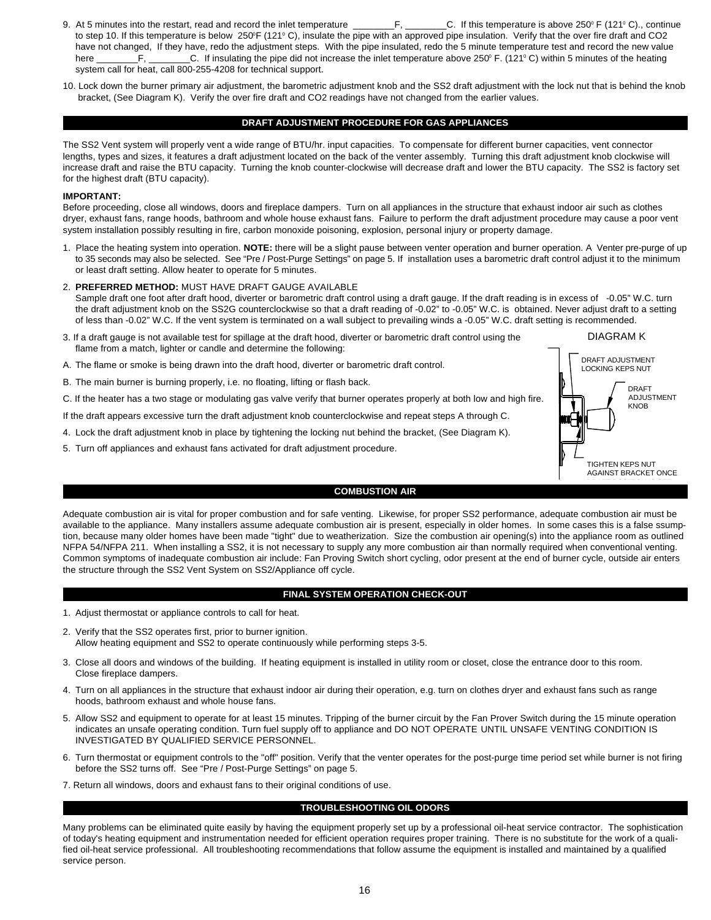9. At 5 minutes into the restart, read and record the inlet temperature ________F, ________C. If this temperature is above 250° F (121° C)., continue to step 10. If this temperature is below 250°F (121° C), insulate the pipe with an approved pipe insulation. Verify that the over fire draft and CO2 have not changed, If they have, redo the adjustment steps. With the pipe insulated, redo the 5 minute temperature test and record the new value here ________F, ________C. If insulating the pipe did not increase the inlet temperature above 250° F. (121° C) within 5 minutes of the heating system call for heat, call 800-255-4208 for technical support.

10. Lock down the burner primary air adjustment, the barometric adjustment knob and the SS2 draft adjustment with the lock nut that is behind the knob bracket, (See Diagram K). Verify the over fire draft and CO2 readings have not changed from the earlier values.

## DRAFT ADJUSTMENT PROCEDURE FOR GAS APPLIANCES

The SS2 Vent system will properly vent a wide range of BTU/hr. input capacities. To compensate for different burner capacities, vent connector lengths, types and sizes, it features a draft adjustment located on the back of the venter assembly. Turning this draft adjustment knob clockwise will increase draft and raise the BTU capacity. Turning the knob counter-clockwise will decrease draft and lower the BTU capacity. The SS2 is factory set for the highest draft (BTU capacity).

**IMPORTANT:**
Before proceeding, close all windows, doors and fireplace dampers. Turn on all appliances in the structure that exhaust indoor air such as clothes dryer, exhaust fans, range hoods, bathroom and whole house exhaust fans. Failure to perform the draft adjustment procedure may cause a poor vent system installation possibly resulting in fire, carbon monoxide poisoning, explosion, personal injury or property damage.

1. Place the heating system into operation. **NOTE:** there will be a slight pause between venter operation and burner operation. A Venter pre-purge of up to 35 seconds may also be selected. See "Pre / Post-Purge Settings" on page 5. If installation uses a barometric draft control adjust it to the minimum or least draft setting. Allow heater to operate for 5 minutes.

2. **PREFERRED METHOD:** MUST HAVE DRAFT GAUGE AVAILABLE
Sample draft one foot after draft hood, diverter or barometric draft control using a draft gauge. If the draft reading is in excess of -0.05" W.C. turn the draft adjustment knob on the SS2G counterclockwise so that a draft reading of -0.02" to -0.05" W.C. is obtained. Never adjust draft to a setting of less than -0.02" W.C. If the vent system is terminated on a wall subject to prevailing winds a -0.05" W.C. draft setting is recommended.

3. If a draft gauge is not available test for spillage at the draft hood, diverter or barometric draft control using the flame from a match, lighter or candle and determine the following:

A. The flame or smoke is being drawn into the draft hood, diverter or barometric draft control.

B. The main burner is burning properly, i.e. no floating, lifting or flash back.

C. If the heater has a two stage or modulating gas valve verify that burner operates properly at both low and high fire.

If the draft appears excessive turn the draft adjustment knob counterclockwise and repeat steps A through C.

4. Lock the draft adjustment knob in place by tightening the locking nut behind the bracket, (See Diagram K).

5. Turn off appliances and exhaust fans activated for draft adjustment procedure.

DIAGRAM K

DRAFT ADJUSTMENT LOCKING KEPS NUT

DRAFT ADJUSTMENT KNOB

TIGHTEN KEPS NUT AGAINST BRACKET ONCE

## COMBUSTION AIR

Adequate combustion air is vital for proper combustion and for safe venting. Likewise, for proper SS2 performance, adequate combustion air must be available to the appliance. Many installers assume adequate combustion air is present, especially in older homes. In some cases this is a false ssumption, because many older homes have been made "tight" due to weatherization. Size the combustion air opening(s) into the appliance room as outlined NFPA 54/NFPA 211. When installing a SS2, it is not necessary to supply any more combustion air than normally required when conventional venting. Common symptoms of inadequate combustion air include: Fan Proving Switch short cycling, odor present at the end of burner cycle, outside air enters the structure through the SS2 Vent System on SS2/Appliance off cycle.

## FINAL SYSTEM OPERATION CHECK-OUT

1. Adjust thermostat or appliance controls to call for heat.

2. Verify that the SS2 operates first, prior to burner ignition.
Allow heating equipment and SS2 to operate continuously while performing steps 3-5.

3. Close all doors and windows of the building. If heating equipment is installed in utility room or closet, close the entrance door to this room. Close fireplace dampers.

4. Turn on all appliances in the structure that exhaust indoor air during their operation, e.g. turn on clothes dryer and exhaust fans such as range hoods, bathroom exhaust and whole house fans.

5. Allow SS2 and equipment to operate for at least 15 minutes. Tripping of the burner circuit by the Fan Prover Switch during the 15 minute operation indicates an unsafe operating condition. Turn fuel supply off to appliance and DO NOT OPERATE UNTIL UNSAFE VENTING CONDITION IS INVESTIGATED BY QUALIFIED SERVICE PERSONNEL.

6. Turn thermostat or equipment controls to the "off" position. Verify that the venter operates for the post-purge time period set while burner is not firing before the SS2 turns off. See "Pre / Post-Purge Settings" on page 5.

7. Return all windows, doors and exhaust fans to their original conditions of use.

## TROUBLESHOOTING OIL ODORS

Many problems can be eliminated quite easily by having the equipment properly set up by a professional oil-heat service contractor. The sophistication of today's heating equipment and instrumentation needed for efficient operation requires proper training. There is no substitute for the work of a qualified oil-heat service professional. All troubleshooting recommendations that follow assume the equipment is installed and maintained by a qualified service person.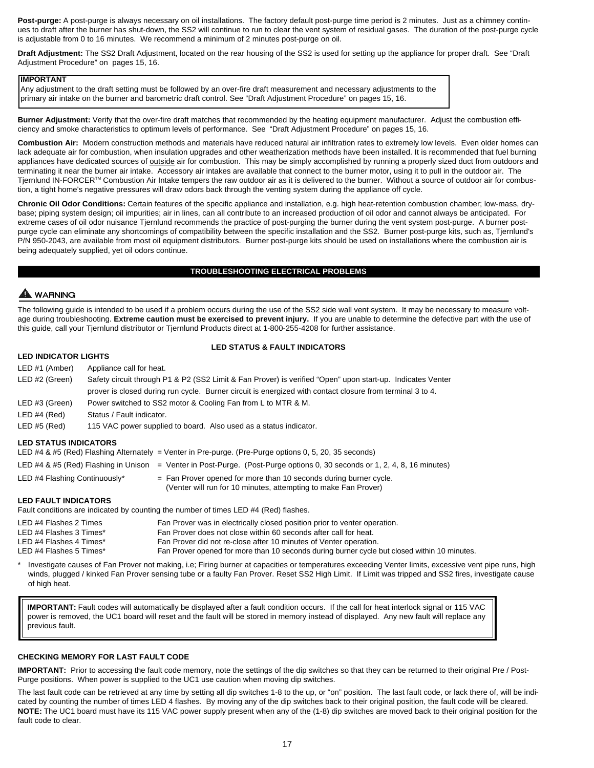**Post-purge:** A post-purge is always necessary on oil installations. The factory default post-purge time period is 2 minutes. Just as a chimney continues to draft after the burner has shut-down, the SS2 will continue to run to clear the vent system of residual gases. The duration of the post-purge cycle is adjustable from 0 to 16 minutes. We recommend a minimum of 2 minutes post-purge on oil.

**Draft Adjustment:** The SS2 Draft Adjustment, located on the rear housing of the SS2 is used for setting up the appliance for proper draft. See "Draft Adjustment Procedure" on pages 15, 16.

> **IMPORTANT**
> Any adjustment to the draft setting must be followed by an over-fire draft measurement and necessary adjustments to the primary air intake on the burner and barometric draft control. See "Draft Adjustment Procedure" on pages 15, 16.

**Burner Adjustment:** Verify that the over-fire draft matches that recommended by the heating equipment manufacturer. Adjust the combustion efficiency and smoke characteristics to optimum levels of performance. See "Draft Adjustment Procedure" on pages 15, 16.

**Combustion Air:** Modern construction methods and materials have reduced natural air infiltration rates to extremely low levels. Even older homes can lack adequate air for combustion, when insulation upgrades and other weatherization methods have been installed. It is recommended that fuel burning appliances have dedicated sources of outside air for combustion. This may be simply accomplished by running a properly sized duct from outdoors and terminating it near the burner air intake. Accessory air intakes are available that connect to the burner motor, using it to pull in the outdoor air. The Tjernlund IN-FORCER™ Combustion Air Intake tempers the raw outdoor air as it is delivered to the burner. Without a source of outdoor air for combustion, a tight home's negative pressures will draw odors back through the venting system during the appliance off cycle.

**Chronic Oil Odor Conditions:** Certain features of the specific appliance and installation, e.g. high heat-retention combustion chamber; low-mass, dry-base; piping system design; oil impurities; air in lines, can all contribute to an increased production of oil odor and cannot always be anticipated. For extreme cases of oil odor nuisance Tjernlund recommends the practice of post-purging the burner during the vent system post-purge. A burner post-purge cycle can eliminate any shortcomings of compatibility between the specific installation and the SS2. Burner post-purge kits, such as, Tjernlund's P/N 950-2043, are available from most oil equipment distributors. Burner post-purge kits should be used on installations where the combustion air is being adequately supplied, yet oil odors continue.

## TROUBLESHOOTING ELECTRICAL PROBLEMS

**⚠ WARNING**

The following guide is intended to be used if a problem occurs during the use of the SS2 side wall vent system. It may be necessary to measure voltage during troubleshooting. **Extreme caution must be exercised to prevent injury.** If you are unable to determine the defective part with the use of this guide, call your Tjernlund distributor or Tjernlund Products direct at 1-800-255-4208 for further assistance.

### LED STATUS & FAULT INDICATORS

**LED INDICATOR LIGHTS**

| | |
|---|---|
| LED #1 (Amber) | Appliance call for heat. |
| LED #2 (Green) | Safety circuit through P1 & P2 (SS2 Limit & Fan Prover) is verified "Open" upon start-up. Indicates Venter prover is closed during run cycle. Burner circuit is energized with contact closure from terminal 3 to 4. |
| LED #3 (Green) | Power switched to SS2 motor & Cooling Fan from L to MTR & M. |
| LED #4 (Red) | Status / Fault indicator. |
| LED #5 (Red) | 115 VAC power supplied to board. Also used as a status indicator. |

**LED STATUS INDICATORS**

| | |
|---|---|
| LED #4 & #5 (Red) Flashing Alternately | = Venter in Pre-purge. (Pre-Purge options 0, 5, 20, 35 seconds) |
| LED #4 & #5 (Red) Flashing in Unison | = Venter in Post-Purge. (Post-Purge options 0, 30 seconds or 1, 2, 4, 8, 16 minutes) |
| LED #4 Flashing Continuously* | = Fan Prover opened for more than 10 seconds during burner cycle. (Venter will run for 10 minutes, attempting to make Fan Prover) |

**LED FAULT INDICATORS**

Fault conditions are indicated by counting the number of times LED #4 (Red) flashes.

| | |
|---|---|
| LED #4 Flashes 2 Times | Fan Prover was in electrically closed position prior to venter operation. |
| LED #4 Flashes 3 Times* | Fan Prover does not close within 60 seconds after call for heat. |
| LED #4 Flashes 4 Times* | Fan Prover did not re-close after 10 minutes of Venter operation. |
| LED #4 Flashes 5 Times* | Fan Prover opened for more than 10 seconds during burner cycle but closed within 10 minutes. |

\* Investigate causes of Fan Prover not making, i.e; Firing burner at capacities or temperatures exceeding Venter limits, excessive vent pipe runs, high winds, plugged / kinked Fan Prover sensing tube or a faulty Fan Prover. Reset SS2 High Limit. If Limit was tripped and SS2 fires, investigate cause of high heat.

> **IMPORTANT:** Fault codes will automatically be displayed after a fault condition occurs. If the call for heat interlock signal or 115 VAC power is removed, the UC1 board will reset and the fault will be stored in memory instead of displayed. Any new fault will replace any previous fault.

**CHECKING MEMORY FOR LAST FAULT CODE**

**IMPORTANT:** Prior to accessing the fault code memory, note the settings of the dip switches so that they can be returned to their original Pre / Post-Purge positions. When power is supplied to the UC1 use caution when moving dip switches.

The last fault code can be retrieved at any time by setting all dip switches 1-8 to the up, or "on" position. The last fault code, or lack there of, will be indicated by counting the number of times LED 4 flashes. By moving any of the dip switches back to their original position, the fault code will be cleared. **NOTE:** The UC1 board must have its 115 VAC power supply present when any of the (1-8) dip switches are moved back to their original position for the fault code to clear.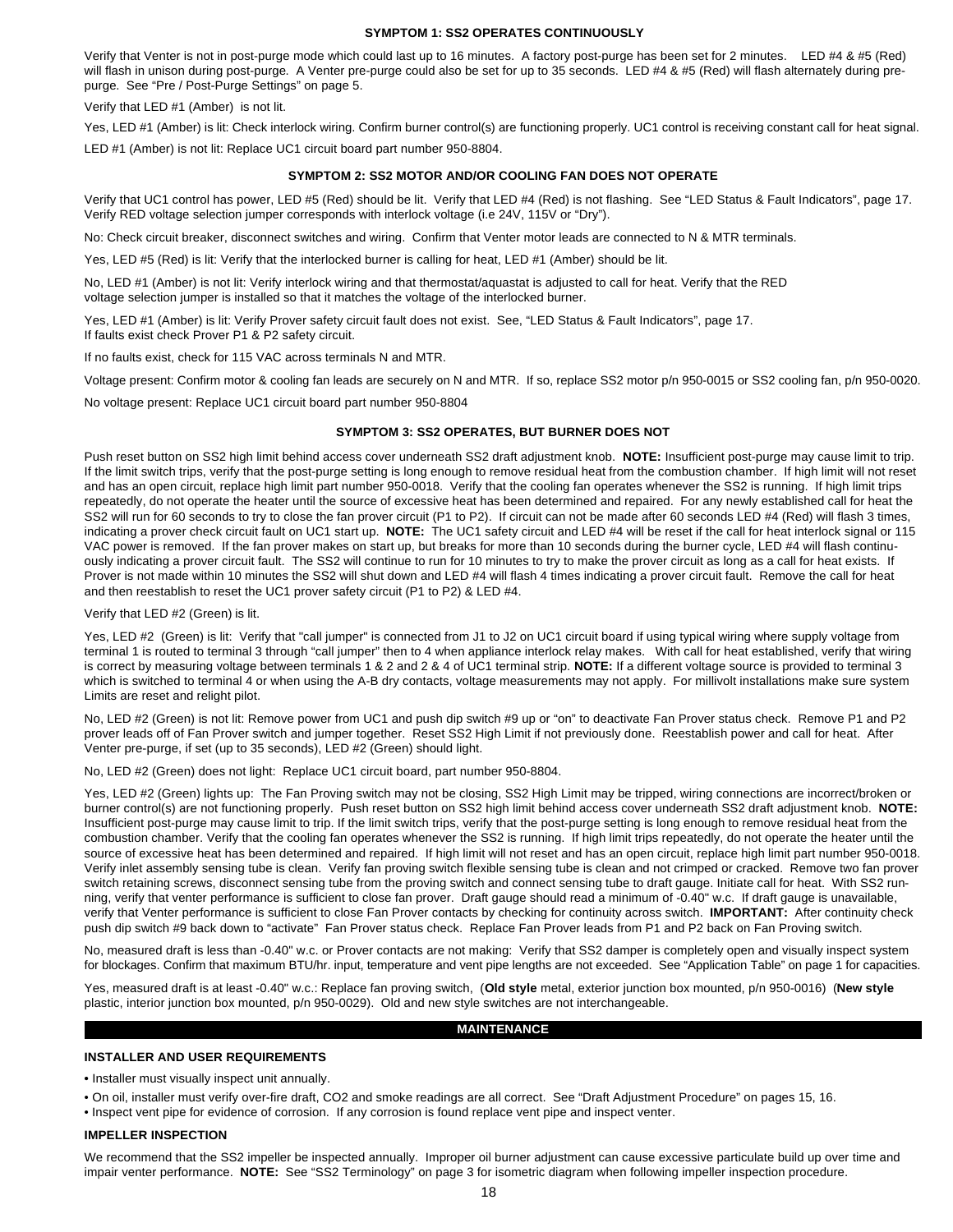### SYMPTOM 1: SS2 OPERATES CONTINUOUSLY

Verify that Venter is not in post-purge mode which could last up to 16 minutes. A factory post-purge has been set for 2 minutes. LED #4 & #5 (Red) will flash in unison during post-purge. A Venter pre-purge could also be set for up to 35 seconds. LED #4 & #5 (Red) will flash alternately during pre-purge. See "Pre / Post-Purge Settings" on page 5.

Verify that LED #1 (Amber) is not lit.

Yes, LED #1 (Amber) is lit: Check interlock wiring. Confirm burner control(s) are functioning properly. UC1 control is receiving constant call for heat signal.

LED #1 (Amber) is not lit: Replace UC1 circuit board part number 950-8804.

### SYMPTOM 2: SS2 MOTOR AND/OR COOLING FAN DOES NOT OPERATE

Verify that UC1 control has power, LED #5 (Red) should be lit. Verify that LED #4 (Red) is not flashing. See "LED Status & Fault Indicators", page 17. Verify RED voltage selection jumper corresponds with interlock voltage (i.e 24V, 115V or "Dry").

No: Check circuit breaker, disconnect switches and wiring. Confirm that Venter motor leads are connected to N & MTR terminals.

Yes, LED #5 (Red) is lit: Verify that the interlocked burner is calling for heat, LED #1 (Amber) should be lit.

No, LED #1 (Amber) is not lit: Verify interlock wiring and that thermostat/aquastat is adjusted to call for heat. Verify that the RED voltage selection jumper is installed so that it matches the voltage of the interlocked burner.

Yes, LED #1 (Amber) is lit: Verify Prover safety circuit fault does not exist. See, "LED Status & Fault Indicators", page 17. If faults exist check Prover P1 & P2 safety circuit.

If no faults exist, check for 115 VAC across terminals N and MTR.

Voltage present: Confirm motor & cooling fan leads are securely on N and MTR. If so, replace SS2 motor p/n 950-0015 or SS2 cooling fan, p/n 950-0020.

No voltage present: Replace UC1 circuit board part number 950-8804

### SYMPTOM 3: SS2 OPERATES, BUT BURNER DOES NOT

Push reset button on SS2 high limit behind access cover underneath SS2 draft adjustment knob. **NOTE:** Insufficient post-purge may cause limit to trip. If the limit switch trips, verify that the post-purge setting is long enough to remove residual heat from the combustion chamber. If high limit will not reset and has an open circuit, replace high limit part number 950-0018. Verify that the cooling fan operates whenever the SS2 is running. If high limit trips repeatedly, do not operate the heater until the source of excessive heat has been determined and repaired. For any newly established call for heat the SS2 will run for 60 seconds to try to close the fan prover circuit (P1 to P2). If circuit can not be made after 60 seconds LED #4 (Red) will flash 3 times, indicating a prover check circuit fault on UC1 start up. **NOTE:** The UC1 safety circuit and LED #4 will be reset if the call for heat interlock signal or 115 VAC power is removed. If the fan prover makes on start up, but breaks for more than 10 seconds during the burner cycle, LED #4 will flash continuously indicating a prover circuit fault. The SS2 will continue to run for 10 minutes to try to make the prover circuit as long as a call for heat exists. If Prover is not made within 10 minutes the SS2 will shut down and LED #4 will flash 4 times indicating a prover circuit fault. Remove the call for heat and then reestablish to reset the UC1 prover safety circuit (P1 to P2) & LED #4.

Verify that LED #2 (Green) is lit.

Yes, LED #2 (Green) is lit: Verify that "call jumper" is connected from J1 to J2 on UC1 circuit board if using typical wiring where supply voltage from terminal 1 is routed to terminal 3 through "call jumper" then to 4 when appliance interlock relay makes. With call for heat established, verify that wiring is correct by measuring voltage between terminals 1 & 2 and 2 & 4 of UC1 terminal strip. **NOTE:** If a different voltage source is provided to terminal 3 which is switched to terminal 4 or when using the A-B dry contacts, voltage measurements may not apply. For millivolt installations make sure system Limits are reset and relight pilot.

No, LED #2 (Green) is not lit: Remove power from UC1 and push dip switch #9 up or "on" to deactivate Fan Prover status check. Remove P1 and P2 prover leads off of Fan Prover switch and jumper together. Reset SS2 High Limit if not previously done. Reestablish power and call for heat. After Venter pre-purge, if set (up to 35 seconds), LED #2 (Green) should light.

No, LED #2 (Green) does not light: Replace UC1 circuit board, part number 950-8804.

Yes, LED #2 (Green) lights up: The Fan Proving switch may not be closing, SS2 High Limit may be tripped, wiring connections are incorrect/broken or burner control(s) are not functioning properly. Push reset button on SS2 high limit behind access cover underneath SS2 draft adjustment knob. **NOTE:** Insufficient post-purge may cause limit to trip. If the limit switch trips, verify that the post-purge setting is long enough to remove residual heat from the combustion chamber. Verify that the cooling fan operates whenever the SS2 is running. If high limit trips repeatedly, do not operate the heater until the source of excessive heat has been determined and repaired. If high limit will not reset and has an open circuit, replace high limit part number 950-0018. Verify inlet assembly sensing tube is clean. Verify fan proving switch flexible sensing tube is clean and not crimped or cracked. Remove two fan prover switch retaining screws, disconnect sensing tube from the proving switch and connect sensing tube to draft gauge. Initiate call for heat. With SS2 running, verify that venter performance is sufficient to close fan prover. Draft gauge should read a minimum of -0.40" w.c. If draft gauge is unavailable, verify that Venter performance is sufficient to close Fan Prover contacts by checking for continuity across switch. **IMPORTANT:** After continuity check push dip switch #9 back down to "activate" Fan Prover status check. Replace Fan Prover leads from P1 and P2 back on Fan Proving switch.

No, measured draft is less than -0.40" w.c. or Prover contacts are not making: Verify that SS2 damper is completely open and visually inspect system for blockages. Confirm that maximum BTU/hr. input, temperature and vent pipe lengths are not exceeded. See "Application Table" on page 1 for capacities.

Yes, measured draft is at least -0.40" w.c.: Replace fan proving switch, (**Old style** metal, exterior junction box mounted, p/n 950-0016) (**New style** plastic, interior junction box mounted, p/n 950-0029). Old and new style switches are not interchangeable.

## MAINTENANCE

### INSTALLER AND USER REQUIREMENTS

- Installer must visually inspect unit annually.
- On oil, installer must verify over-fire draft, $CO_2$ and smoke readings are all correct. See "Draft Adjustment Procedure" on pages 15, 16.
- Inspect vent pipe for evidence of corrosion. If any corrosion is found replace vent pipe and inspect venter.

### IMPELLER INSPECTION

We recommend that the SS2 impeller be inspected annually. Improper oil burner adjustment can cause excessive particulate build up over time and impair venter performance. **NOTE:** See "SS2 Terminology" on page 3 for isometric diagram when following impeller inspection procedure.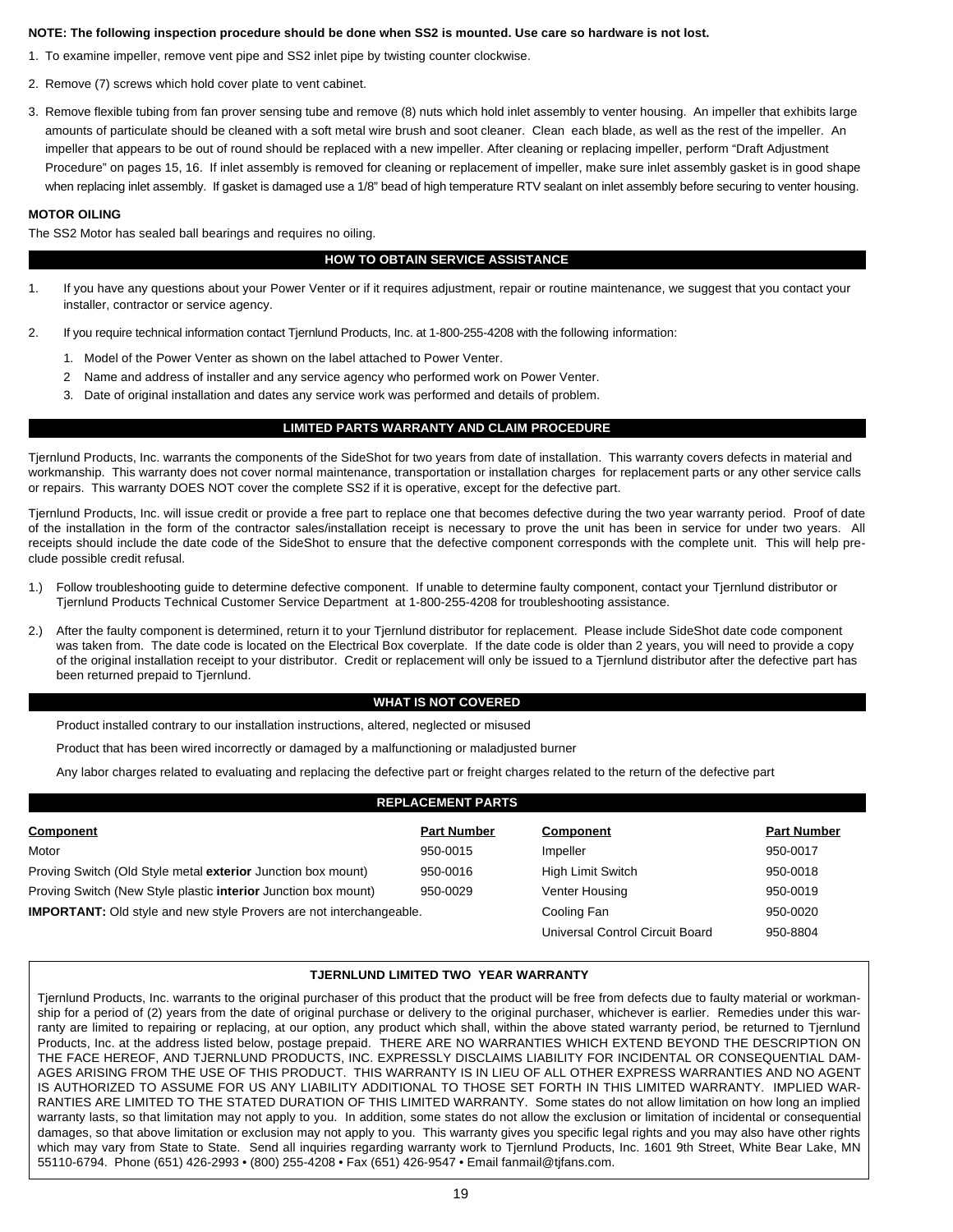**NOTE: The following inspection procedure should be done when SS2 is mounted. Use care so hardware is not lost.**

1. To examine impeller, remove vent pipe and SS2 inlet pipe by twisting counter clockwise.
2. Remove (7) screws which hold cover plate to vent cabinet.
3. Remove flexible tubing from fan prover sensing tube and remove (8) nuts which hold inlet assembly to venter housing. An impeller that exhibits large amounts of particulate should be cleaned with a soft metal wire brush and soot cleaner. Clean each blade, as well as the rest of the impeller. An impeller that appears to be out of round should be replaced with a new impeller. After cleaning or replacing impeller, perform "Draft Adjustment Procedure" on pages 15, 16. If inlet assembly is removed for cleaning or replacement of impeller, make sure inlet assembly gasket is in good shape when replacing inlet assembly. If gasket is damaged use a 1/8" bead of high temperature RTV sealant on inlet assembly before securing to venter housing.

**MOTOR OILING**

The SS2 Motor has sealed ball bearings and requires no oiling.

## HOW TO OBTAIN SERVICE ASSISTANCE

1. If you have any questions about your Power Venter or if it requires adjustment, repair or routine maintenance, we suggest that you contact your installer, contractor or service agency.
2. If you require technical information contact Tjernlund Products, Inc. at 1-800-255-4208 with the following information:
   1. Model of the Power Venter as shown on the label attached to Power Venter.
   2. Name and address of installer and any service agency who performed work on Power Venter.
   3. Date of original installation and dates any service work was performed and details of problem.

## LIMITED PARTS WARRANTY AND CLAIM PROCEDURE

Tjernlund Products, Inc. warrants the components of the SideShot for two years from date of installation. This warranty covers defects in material and workmanship. This warranty does not cover normal maintenance, transportation or installation charges for replacement parts or any other service calls or repairs. This warranty DOES NOT cover the complete SS2 if it is operative, except for the defective part.

Tjernlund Products, Inc. will issue credit or provide a free part to replace one that becomes defective during the two year warranty period. Proof of date of the installation in the form of the contractor sales/installation receipt is necessary to prove the unit has been in service for under two years. All receipts should include the date code of the SideShot to ensure that the defective component corresponds with the complete unit. This will help preclude possible credit refusal.

1.) Follow troubleshooting guide to determine defective component. If unable to determine faulty component, contact your Tjernlund distributor or Tjernlund Products Technical Customer Service Department at 1-800-255-4208 for troubleshooting assistance.

2.) After the faulty component is determined, return it to your Tjernlund distributor for replacement. Please include SideShot date code component was taken from. The date code is located on the Electrical Box coverplate. If the date code is older than 2 years, you will need to provide a copy of the original installation receipt to your distributor. Credit or replacement will only be issued to a Tjernlund distributor after the defective part has been returned prepaid to Tjernlund.

## WHAT IS NOT COVERED

Product installed contrary to our installation instructions, altered, neglected or misused

Product that has been wired incorrectly or damaged by a malfunctioning or maladjusted burner

Any labor charges related to evaluating and replacing the defective part or freight charges related to the return of the defective part

## REPLACEMENT PARTS

| Component | Part Number | Component | Part Number |
|---|---|---|---|
| Motor | 950-0015 | Impeller | 950-0017 |
| Proving Switch (Old Style metal **exterior** Junction box mount) | 950-0016 | High Limit Switch | 950-0018 |
| Proving Switch (New Style plastic **interior** Junction box mount) | 950-0029 | Venter Housing | 950-0019 |
| **IMPORTANT:** Old style and new style Provers are not interchangeable. | | Cooling Fan | 950-0020 |
| | | Universal Control Circuit Board | 950-8804 |

## TJERNLUND LIMITED TWO YEAR WARRANTY

Tjernlund Products, Inc. warrants to the original purchaser of this product that the product will be free from defects due to faulty material or workmanship for a period of (2) years from the date of original purchase or delivery to the original purchaser, whichever is earlier. Remedies under this warranty are limited to repairing or replacing, at our option, any product which shall, within the above stated warranty period, be returned to Tjernlund Products, Inc. at the address listed below, postage prepaid. THERE ARE NO WARRANTIES WHICH EXTEND BEYOND THE DESCRIPTION ON THE FACE HEREOF, AND TJERNLUND PRODUCTS, INC. EXPRESSLY DISCLAIMS LIABILITY FOR INCIDENTAL OR CONSEQUENTIAL DAMAGES ARISING FROM THE USE OF THIS PRODUCT. THIS WARRANTY IS IN LIEU OF ALL OTHER EXPRESS WARRANTIES AND NO AGENT IS AUTHORIZED TO ASSUME FOR US ANY LIABILITY ADDITIONAL TO THOSE SET FORTH IN THIS LIMITED WARRANTY. IMPLIED WARRANTIES ARE LIMITED TO THE STATED DURATION OF THIS LIMITED WARRANTY. Some states do not allow limitation on how long an implied warranty lasts, so that limitation may not apply to you. In addition, some states do not allow the exclusion or limitation of incidental or consequential damages, so that above limitation or exclusion may not apply to you. This warranty gives you specific legal rights and you may also have other rights which may vary from State to State. Send all inquiries regarding warranty work to Tjernlund Products, Inc. 1601 9th Street, White Bear Lake, MN 55110-6794. Phone (651) 426-2993 • (800) 255-4208 • Fax (651) 426-9547 • Email fanmail@tjfans.com.